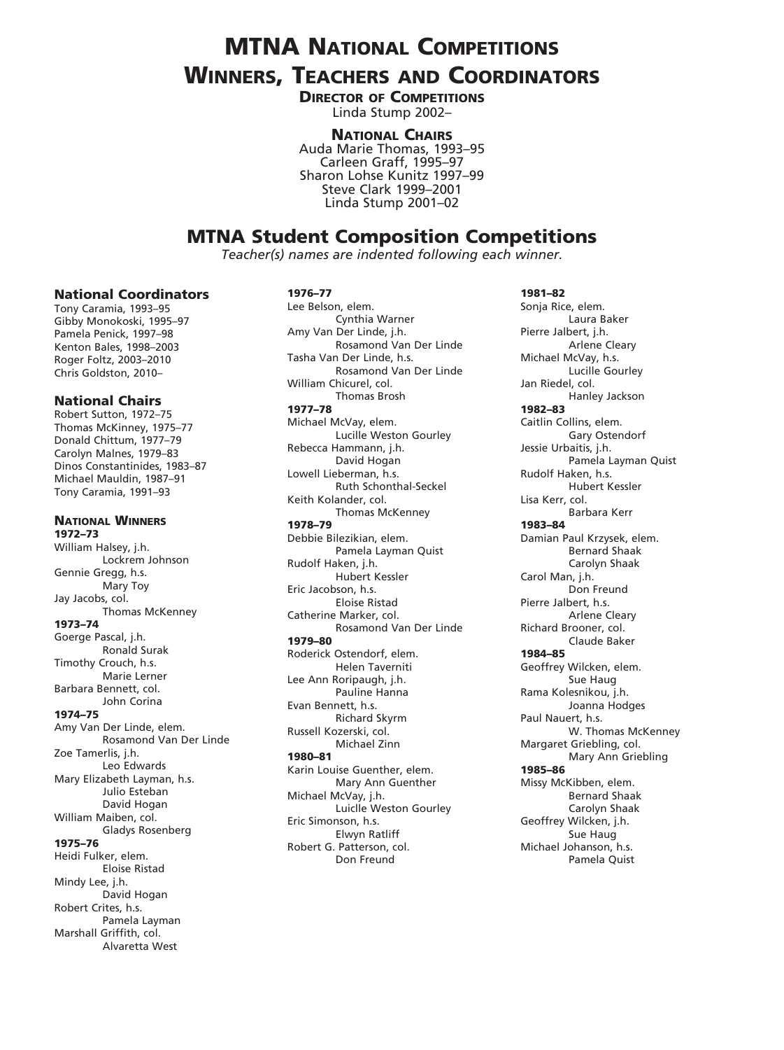# MTNA National Competitions Winners, Teachers and Coordinators

**Director of Competitions**

Linda Stump 2002–

**National Chairs**

Auda Marie Thomas, 1993–95
Carleen Graff, 1995–97
Sharon Lohse Kunitz 1997–99
Steve Clark 1999–2001
Linda Stump 2001–02

## MTNA Student Composition Competitions

*Teacher(s) names are indented following each winner.*

### National Coordinators

Tony Caramia, 1993–95
Gibby Monokoski, 1995–97
Pamela Penick, 1997–98
Kenton Bales, 1998–2003
Roger Foltz, 2003–2010
Chris Goldston, 2010–

### National Chairs

Robert Sutton, 1972–75
Thomas McKinney, 1975–77
Donald Chittum, 1977–79
Carolyn Malnes, 1979–83
Dinos Constantinides, 1983–87
Michael Mauldin, 1987–91
Tony Caramia, 1991–93

### National Winners

**1972–73**

William Halsey, j.h.
 Lockrem Johnson
Gennie Gregg, h.s.
 Mary Toy
Jay Jacobs, col.
 Thomas McKenney

**1973–74**

Goerge Pascal, j.h.
 Ronald Surak
Timothy Crouch, h.s.
 Marie Lerner
Barbara Bennett, col.
 John Corina

**1974–75**

Amy Van Der Linde, elem.
 Rosamond Van Der Linde
Zoe Tamerlis, j.h.
 Leo Edwards
Mary Elizabeth Layman, h.s.
 Julio Esteban
 David Hogan
William Maiben, col.
 Gladys Rosenberg

**1975–76**

Heidi Fulker, elem.
 Eloise Ristad
Mindy Lee, j.h.
 David Hogan
Robert Crites, h.s.
 Pamela Layman
Marshall Griffith, col.
 Alvaretta West

**1976–77**

Lee Belson, elem.
 Cynthia Warner
Amy Van Der Linde, j.h.
 Rosamond Van Der Linde
Tasha Van Der Linde, h.s.
 Rosamond Van Der Linde
William Chicurel, col.
 Thomas Brosh

**1977–78**

Michael McVay, elem.
 Lucille Weston Gourley
Rebecca Hammann, j.h.
 David Hogan
Lowell Lieberman, h.s.
 Ruth Schonthal-Seckel
Keith Kolander, col.
 Thomas McKenney

**1978–79**

Debbie Bilezikian, elem.
 Pamela Layman Quist
Rudolf Haken, j.h.
 Hubert Kessler
Eric Jacobson, h.s.
 Eloise Ristad
Catherine Marker, col.
 Rosamond Van Der Linde

**1979–80**

Roderick Ostendorf, elem.
 Helen Taverniti
Lee Ann Roripaugh, j.h.
 Pauline Hanna
Evan Bennett, h.s.
 Richard Skyrm
Russell Kozerski, col.
 Michael Zinn

**1980–81**

Karin Louise Guenther, elem.
 Mary Ann Guenther
Michael McVay, j.h.
 Luiclle Weston Gourley
Eric Simonson, h.s.
 Elwyn Ratliff
Robert G. Patterson, col.
 Don Freund

**1981–82**

Sonja Rice, elem.
 Laura Baker
Pierre Jalbert, j.h.
 Arlene Cleary
Michael McVay, h.s.
 Lucille Gourley
Jan Riedel, col.
 Hanley Jackson

**1982–83**

Caitlin Collins, elem.
 Gary Ostendorf
Jessie Urbaitis, j.h.
 Pamela Layman Quist
Rudolf Haken, h.s.
 Hubert Kessler
Lisa Kerr, col.
 Barbara Kerr

**1983–84**

Damian Paul Krzysek, elem.
 Bernard Shaak
 Carolyn Shaak
Carol Man, j.h.
 Don Freund
Pierre Jalbert, h.s.
 Arlene Cleary
Richard Brooner, col.
 Claude Baker

**1984–85**

Geoffrey Wilcken, elem.
 Sue Haug
Rama Kolesnikou, j.h.
 Joanna Hodges
Paul Nauert, h.s.
 W. Thomas McKenney
Margaret Griebling, col.
 Mary Ann Griebling

**1985–86**

Missy McKibben, elem.
 Bernard Shaak
 Carolyn Shaak
Geoffrey Wilcken, j.h.
 Sue Haug
Michael Johanson, h.s.
 Pamela Quist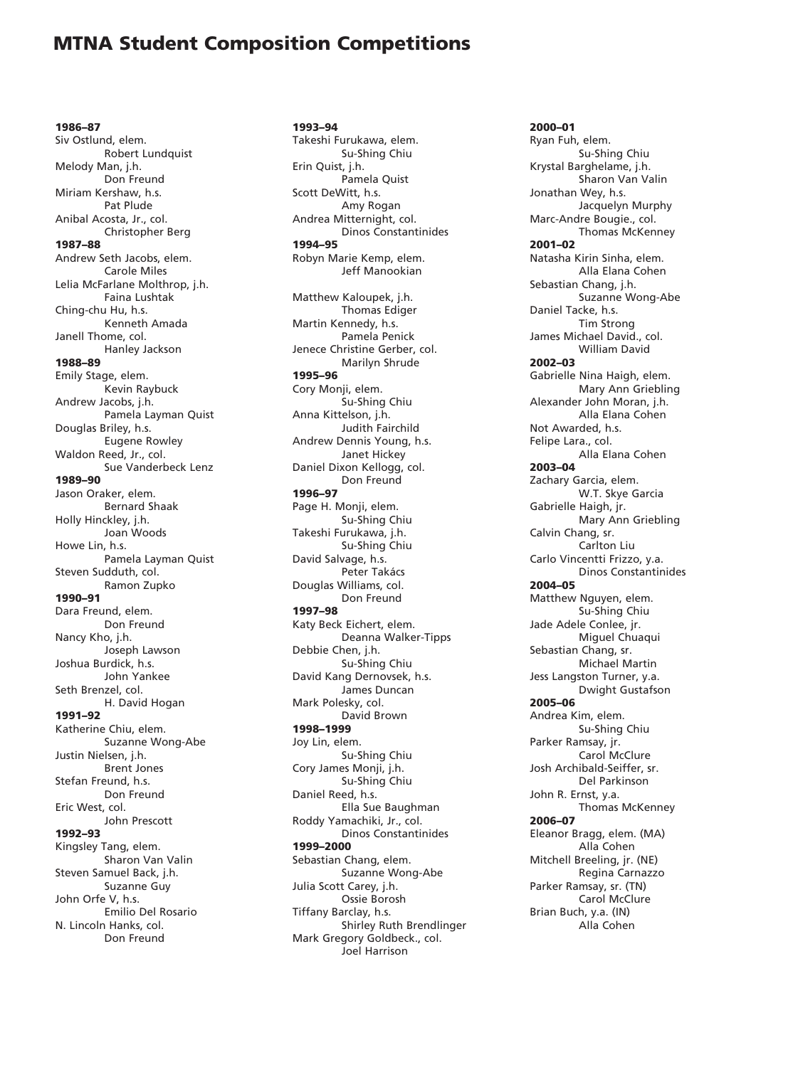# MTNA Student Composition Competitions

**1986–87**
Siv Ostlund, elem.
Robert Lundquist
Melody Man, j.h.
Don Freund
Miriam Kershaw, h.s.
Pat Plude
Anibal Acosta, Jr., col.
Christopher Berg

**1987–88**
Andrew Seth Jacobs, elem.
Carole Miles
Lelia McFarlane Molthrop, j.h.
Faina Lushtak
Ching-chu Hu, h.s.
Kenneth Amada
Janell Thome, col.
Hanley Jackson

**1988–89**
Emily Stage, elem.
Kevin Raybuck
Andrew Jacobs, j.h.
Pamela Layman Quist
Douglas Briley, h.s.
Eugene Rowley
Waldon Reed, Jr., col.
Sue Vanderbeck Lenz

**1989–90**
Jason Oraker, elem.
Bernard Shaak
Holly Hinckley, j.h.
Joan Woods
Howe Lin, h.s.
Pamela Layman Quist
Steven Sudduth, col.
Ramon Zupko

**1990–91**
Dara Freund, elem.
Don Freund
Nancy Kho, j.h.
Joseph Lawson
Joshua Burdick, h.s.
John Yankee
Seth Brenzel, col.
H. David Hogan

**1991–92**
Katherine Chiu, elem.
Suzanne Wong-Abe
Justin Nielsen, j.h.
Brent Jones
Stefan Freund, h.s.
Don Freund
Eric West, col.
John Prescott

**1992–93**
Kingsley Tang, elem.
Sharon Van Valin
Steven Samuel Back, j.h.
Suzanne Guy
John Orfe V, h.s.
Emilio Del Rosario
N. Lincoln Hanks, col.
Don Freund

**1993–94**
Takeshi Furukawa, elem.
Su-Shing Chiu
Erin Quist, j.h.
Pamela Quist
Scott DeWitt, h.s.
Amy Rogan
Andrea Mitternight, col.
Dinos Constantinides

**1994–95**
Robyn Marie Kemp, elem.
Jeff Manookian

Matthew Kaloupek, j.h.
Thomas Ediger
Martin Kennedy, h.s.
Pamela Penick
Jenece Christine Gerber, col.
Marilyn Shrude

**1995–96**
Cory Monji, elem.
Su-Shing Chiu
Anna Kittelson, j.h.
Judith Fairchild
Andrew Dennis Young, h.s.
Janet Hickey
Daniel Dixon Kellogg, col.
Don Freund

**1996–97**
Page H. Monji, elem.
Su-Shing Chiu
Takeshi Furukawa, j.h.
Su-Shing Chiu
David Salvage, h.s.
Peter Takács
Douglas Williams, col.
Don Freund

**1997–98**
Katy Beck Eichert, elem.
Deanna Walker-Tipps
Debbie Chen, j.h.
Su-Shing Chiu
David Kang Dernovsek, h.s.
James Duncan
Mark Polesky, col.
David Brown

**1998–1999**
Joy Lin, elem.
Su-Shing Chiu
Cory James Monji, j.h.
Su-Shing Chiu
Daniel Reed, h.s.
Ella Sue Baughman
Roddy Yamachiki, Jr., col.
Dinos Constantinides

**1999–2000**
Sebastian Chang, elem.
Suzanne Wong-Abe
Julia Scott Carey, j.h.
Ossie Borosh
Tiffany Barclay, h.s.
Shirley Ruth Brendlinger
Mark Gregory Goldbeck., col.
Joel Harrison

**2000–01**
Ryan Fuh, elem.
Su-Shing Chiu
Krystal Barghelame, j.h.
Sharon Van Valin
Jonathan Wey, h.s.
Jacquelyn Murphy
Marc-Andre Bougie., col.
Thomas McKenney

**2001–02**
Natasha Kirin Sinha, elem.
Alla Elana Cohen
Sebastian Chang, j.h.
Suzanne Wong-Abe
Daniel Tacke, h.s.
Tim Strong
James Michael David., col.
William David

**2002–03**
Gabrielle Nina Haigh, elem.
Mary Ann Griebling
Alexander John Moran, j.h.
Alla Elana Cohen
Not Awarded, h.s.
Felipe Lara., col.
Alla Elana Cohen

**2003–04**
Zachary Garcia, elem.
W.T. Skye Garcia
Gabrielle Haigh, jr.
Mary Ann Griebling
Calvin Chang, sr.
Carlton Liu
Carlo Vincentti Frizzo, y.a.
Dinos Constantinides

**2004–05**
Matthew Nguyen, elem.
Su-Shing Chiu
Jade Adele Conlee, jr.
Miguel Chuaqui
Sebastian Chang, sr.
Michael Martin
Jess Langston Turner, y.a.
Dwight Gustafson

**2005–06**
Andrea Kim, elem.
Su-Shing Chiu
Parker Ramsay, jr.
Carol McClure
Josh Archibald-Seiffer, sr.
Del Parkinson
John R. Ernst, y.a.
Thomas McKenney

**2006–07**
Eleanor Bragg, elem. (MA)
Alla Cohen
Mitchell Breeling, jr. (NE)
Regina Carnazzo
Parker Ramsay, sr. (TN)
Carol McClure
Brian Buch, y.a. (IN)
Alla Cohen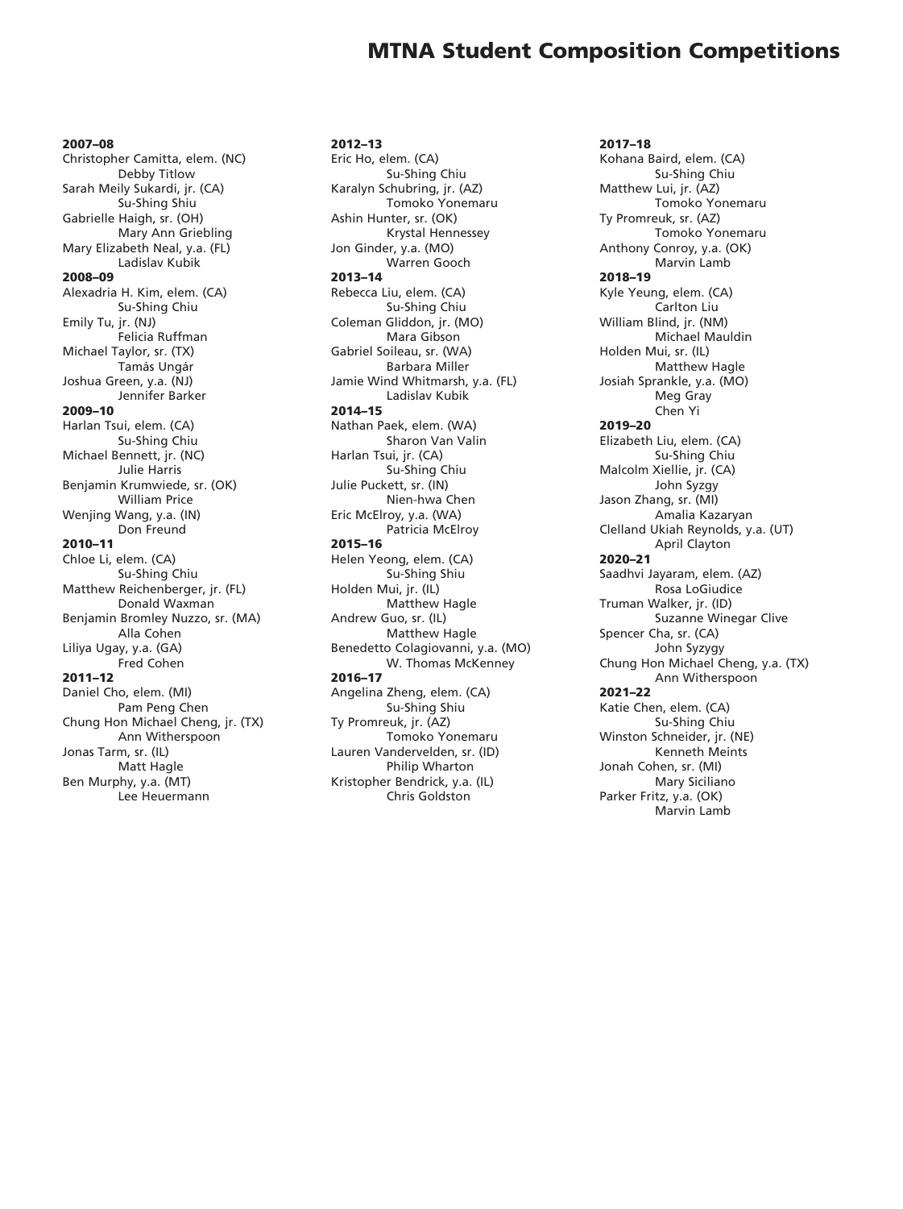# MTNA Student Composition Competitions

**2007–08**
Christopher Camitta, elem. (NC)
Debby Titlow
Sarah Meily Sukardi, jr. (CA)
Su-Shing Shiu
Gabrielle Haigh, sr. (OH)
Mary Ann Griebling
Mary Elizabeth Neal, y.a. (FL)
Ladislav Kubik

**2008–09**
Alexadria H. Kim, elem. (CA)
Su-Shing Chiu
Emily Tu, jr. (NJ)
Felicia Ruffman
Michael Taylor, sr. (TX)
Tamás Ungár
Joshua Green, y.a. (NJ)
Jennifer Barker

**2009–10**
Harlan Tsui, elem. (CA)
Su-Shing Chiu
Michael Bennett, jr. (NC)
Julie Harris
Benjamin Krumwiede, sr. (OK)
William Price
Wenjing Wang, y.a. (IN)
Don Freund

**2010–11**
Chloe Li, elem. (CA)
Su-Shing Chiu
Matthew Reichenberger, jr. (FL)
Donald Waxman
Benjamin Bromley Nuzzo, sr. (MA)
Alla Cohen
Liliya Ugay, y.a. (GA)
Fred Cohen

**2011–12**
Daniel Cho, elem. (MI)
Pam Peng Chen
Chung Hon Michael Cheng, jr. (TX)
Ann Witherspoon
Jonas Tarm, sr. (IL)
Matt Hagle
Ben Murphy, y.a. (MT)
Lee Heuermann

**2012–13**
Eric Ho, elem. (CA)
Su-Shing Chiu
Karalyn Schubring, jr. (AZ)
Tomoko Yonemaru
Ashin Hunter, sr. (OK)
Krystal Hennessey
Jon Ginder, y.a. (MO)
Warren Gooch

**2013–14**
Rebecca Liu, elem. (CA)
Su-Shing Chiu
Coleman Gliddon, jr. (MO)
Mara Gibson
Gabriel Soileau, sr. (WA)
Barbara Miller
Jamie Wind Whitmarsh, y.a. (FL)
Ladislav Kubik

**2014–15**
Nathan Paek, elem. (WA)
Sharon Van Valin
Harlan Tsui, jr. (CA)
Su-Shing Chiu
Julie Puckett, sr. (IN)
Nien-hwa Chen
Eric McElroy, y.a. (WA)
Patricia McElroy

**2015–16**
Helen Yeong, elem. (CA)
Su-Shing Shiu
Holden Mui, jr. (IL)
Matthew Hagle
Andrew Guo, sr. (IL)
Matthew Hagle
Benedetto Colagiovanni, y.a. (MO)
W. Thomas McKenney

**2016–17**
Angelina Zheng, elem. (CA)
Su-Shing Shiu
Ty Promreuk, jr. (AZ)
Tomoko Yonemaru
Lauren Vandervelden, sr. (ID)
Philip Wharton
Kristopher Bendrick, y.a. (IL)
Chris Goldston

**2017–18**
Kohana Baird, elem. (CA)
Su-Shing Chiu
Matthew Lui, jr. (AZ)
Tomoko Yonemaru
Ty Promreuk, sr. (AZ)
Tomoko Yonemaru
Anthony Conroy, y.a. (OK)
Marvin Lamb

**2018–19**
Kyle Yeung, elem. (CA)
Carlton Liu
William Blind, jr. (NM)
Michael Mauldin
Holden Mui, sr. (IL)
Matthew Hagle
Josiah Sprankle, y.a. (MO)
Meg Gray
Chen Yi

**2019–20**
Elizabeth Liu, elem. (CA)
Su-Shing Chiu
Malcolm Xiellie, jr. (CA)
John Syzgy
Jason Zhang, sr. (MI)
Amalia Kazaryan
Clelland Ukiah Reynolds, y.a. (UT)
April Clayton

**2020–21**
Saadhvi Jayaram, elem. (AZ)
Rosa LoGiudice
Truman Walker, jr. (ID)
Suzanne Winegar Clive
Spencer Cha, sr. (CA)
John Syzygy
Chung Hon Michael Cheng, y.a. (TX)
Ann Witherspoon

**2021–22**
Katie Chen, elem. (CA)
Su-Shing Chiu
Winston Schneider, jr. (NE)
Kenneth Meints
Jonah Cohen, sr. (MI)
Mary Siciliano
Parker Fritz, y.a. (OK)
Marvin Lamb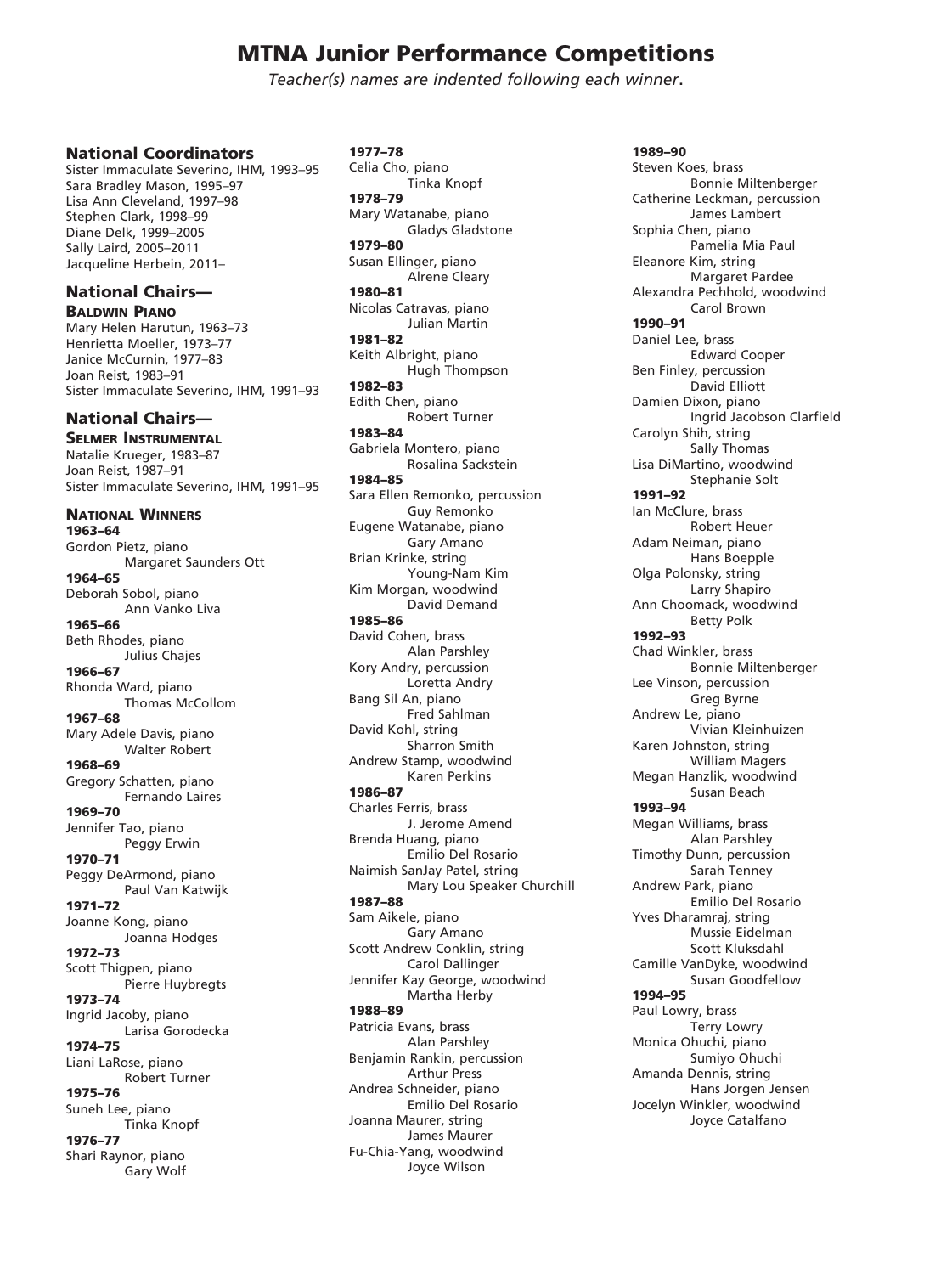# MTNA Junior Performance Competitions

*Teacher(s) names are indented following each winner.*

## National Coordinators

Sister Immaculate Severino, IHM, 1993–95
Sara Bradley Mason, 1995–97
Lisa Ann Cleveland, 1997–98
Stephen Clark, 1998–99
Diane Delk, 1999–2005
Sally Laird, 2005–2011
Jacqueline Herbein, 2011–

## National Chairs— Baldwin Piano

Mary Helen Harutun, 1963–73
Henrietta Moeller, 1973–77
Janice McCurnin, 1977–83
Joan Reist, 1983–91
Sister Immaculate Severino, IHM, 1991–93

## National Chairs— Selmer Instrumental

Natalie Krueger, 1983–87
Joan Reist, 1987–91
Sister Immaculate Severino, IHM, 1991–95

## National Winners

**1963–64**
Gordon Pietz, piano
    Margaret Saunders Ott

**1964–65**
Deborah Sobol, piano
    Ann Vanko Liva

**1965–66**
Beth Rhodes, piano
    Julius Chajes

**1966–67**
Rhonda Ward, piano
    Thomas McCollom

**1967–68**
Mary Adele Davis, piano
    Walter Robert

**1968–69**
Gregory Schatten, piano
    Fernando Laires

**1969–70**
Jennifer Tao, piano
    Peggy Erwin

**1970–71**
Peggy DeArmond, piano
    Paul Van Katwijk

**1971–72**
Joanne Kong, piano
    Joanna Hodges

**1972–73**
Scott Thigpen, piano
    Pierre Huybregts

**1973–74**
Ingrid Jacoby, piano
    Larisa Gorodecka

**1974–75**
Liani LaRose, piano
    Robert Turner

**1975–76**
Suneh Lee, piano
    Tinka Knopf

**1976–77**
Shari Raynor, piano
    Gary Wolf

**1977–78**
Celia Cho, piano
    Tinka Knopf

**1978–79**
Mary Watanabe, piano
    Gladys Gladstone

**1979–80**
Susan Ellinger, piano
    Alrene Cleary

**1980–81**
Nicolas Catravas, piano
    Julian Martin

**1981–82**
Keith Albright, piano
    Hugh Thompson

**1982–83**
Edith Chen, piano
    Robert Turner

**1983–84**
Gabriela Montero, piano
    Rosalina Sackstein

**1984–85**
Sara Ellen Remonko, percussion
    Guy Remonko
Eugene Watanabe, piano
    Gary Amano
Brian Krinke, string
    Young-Nam Kim
Kim Morgan, woodwind
    David Demand

**1985–86**
David Cohen, brass
    Alan Parshley
Kory Andry, percussion
    Loretta Andry
Bang Sil An, piano
    Fred Sahlman
David Kohl, string
    Sharron Smith
Andrew Stamp, woodwind
    Karen Perkins

**1986–87**
Charles Ferris, brass
    J. Jerome Amend
Brenda Huang, piano
    Emilio Del Rosario
Naimish SanJay Patel, string
    Mary Lou Speaker Churchill

**1987–88**
Sam Aikele, piano
    Gary Amano
Scott Andrew Conklin, string
    Carol Dallinger
Jennifer Kay George, woodwind
    Martha Herby

**1988–89**
Patricia Evans, brass
    Alan Parshley
Benjamin Rankin, percussion
    Arthur Press
Andrea Schneider, piano
    Emilio Del Rosario
Joanna Maurer, string
    James Maurer
Fu-Chia-Yang, woodwind
    Joyce Wilson

**1989–90**
Steven Koes, brass
    Bonnie Miltenberger
Catherine Leckman, percussion
    James Lambert
Sophia Chen, piano
    Pamelia Mia Paul
Eleanore Kim, string
    Margaret Pardee
Alexandra Pechhold, woodwind
    Carol Brown

**1990–91**
Daniel Lee, brass
    Edward Cooper
Ben Finley, percussion
    David Elliott
Damien Dixon, piano
    Ingrid Jacobson Clarfield
Carolyn Shih, string
    Sally Thomas
Lisa DiMartino, woodwind
    Stephanie Solt

**1991–92**
Ian McClure, brass
    Robert Heuer
Adam Neiman, piano
    Hans Boepple
Olga Polonsky, string
    Larry Shapiro
Ann Choomack, woodwind
    Betty Polk

**1992–93**
Chad Winkler, brass
    Bonnie Miltenberger
Lee Vinson, percussion
    Greg Byrne
Andrew Le, piano
    Vivian Kleinhuizen
Karen Johnston, string
    William Magers
Megan Hanzlik, woodwind
    Susan Beach

**1993–94**
Megan Williams, brass
    Alan Parshley
Timothy Dunn, percussion
    Sarah Tenney
Andrew Park, piano
    Emilio Del Rosario
Yves Dharamraj, string
    Mussie Eidelman
    Scott Kluksdahl
Camille VanDyke, woodwind
    Susan Goodfellow

**1994–95**
Paul Lowry, brass
    Terry Lowry
Monica Ohuchi, piano
    Sumiyo Ohuchi
Amanda Dennis, string
    Hans Jorgen Jensen
Jocelyn Winkler, woodwind
    Joyce Catalfano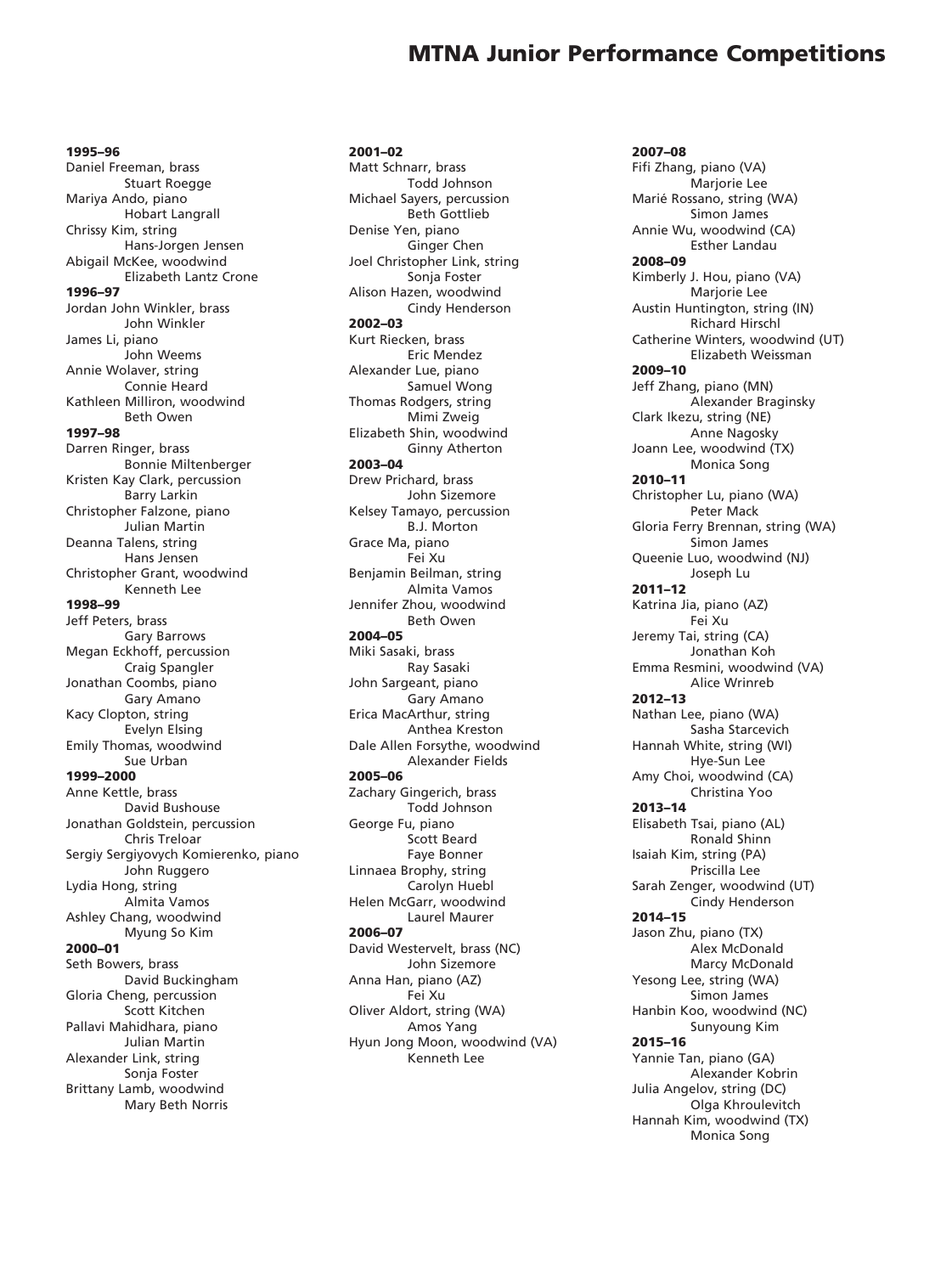# MTNA Junior Performance Competitions

**1995–96**
Daniel Freeman, brass
  Stuart Roegge
Mariya Ando, piano
  Hobart Langrall
Chrissy Kim, string
  Hans-Jorgen Jensen
Abigail McKee, woodwind
  Elizabeth Lantz Crone

**1996–97**
Jordan John Winkler, brass
  John Winkler
James Li, piano
  John Weems
Annie Wolaver, string
  Connie Heard
Kathleen Milliron, woodwind
  Beth Owen

**1997–98**
Darren Ringer, brass
  Bonnie Miltenberger
Kristen Kay Clark, percussion
  Barry Larkin
Christopher Falzone, piano
  Julian Martin
Deanna Talens, string
  Hans Jensen
Christopher Grant, woodwind
  Kenneth Lee

**1998–99**
Jeff Peters, brass
  Gary Barrows
Megan Eckhoff, percussion
  Craig Spangler
Jonathan Coombs, piano
  Gary Amano
Kacy Clopton, string
  Evelyn Elsing
Emily Thomas, woodwind
  Sue Urban

**1999–2000**
Anne Kettle, brass
  David Bushouse
Jonathan Goldstein, percussion
  Chris Treloar
Sergiy Sergiyovych Komierenko, piano
  John Ruggero
Lydia Hong, string
  Almita Vamos
Ashley Chang, woodwind
  Myung So Kim

**2000–01**
Seth Bowers, brass
  David Buckingham
Gloria Cheng, percussion
  Scott Kitchen
Pallavi Mahidhara, piano
  Julian Martin
Alexander Link, string
  Sonja Foster
Brittany Lamb, woodwind
  Mary Beth Norris

**2001–02**
Matt Schnarr, brass
  Todd Johnson
Michael Sayers, percussion
  Beth Gottlieb
Denise Yen, piano
  Ginger Chen
Joel Christopher Link, string
  Sonja Foster
Alison Hazen, woodwind
  Cindy Henderson

**2002–03**
Kurt Riecken, brass
  Eric Mendez
Alexander Lue, piano
  Samuel Wong
Thomas Rodgers, string
  Mimi Zweig
Elizabeth Shin, woodwind
  Ginny Atherton

**2003–04**
Drew Prichard, brass
  John Sizemore
Kelsey Tamayo, percussion
  B.J. Morton
Grace Ma, piano
  Fei Xu
Benjamin Beilman, string
  Almita Vamos
Jennifer Zhou, woodwind
  Beth Owen

**2004–05**
Miki Sasaki, brass
  Ray Sasaki
John Sargeant, piano
  Gary Amano
Erica MacArthur, string
  Anthea Kreston
Dale Allen Forsythe, woodwind
  Alexander Fields

**2005–06**
Zachary Gingerich, brass
  Todd Johnson
George Fu, piano
  Scott Beard
  Faye Bonner
Linnaea Brophy, string
  Carolyn Huebl
Helen McGarr, woodwind
  Laurel Maurer

**2006–07**
David Westervelt, brass (NC)
  John Sizemore
Anna Han, piano (AZ)
  Fei Xu
Oliver Aldort, string (WA)
  Amos Yang
Hyun Jong Moon, woodwind (VA)
  Kenneth Lee

**2007–08**
Fifi Zhang, piano (VA)
  Marjorie Lee
Marié Rossano, string (WA)
  Simon James
Annie Wu, woodwind (CA)
  Esther Landau

**2008–09**
Kimberly J. Hou, piano (VA)
  Marjorie Lee
Austin Huntington, string (IN)
  Richard Hirschl
Catherine Winters, woodwind (UT)
  Elizabeth Weissman

**2009–10**
Jeff Zhang, piano (MN)
  Alexander Braginsky
Clark Ikezu, string (NE)
  Anne Nagosky
Joann Lee, woodwind (TX)
  Monica Song

**2010–11**
Christopher Lu, piano (WA)
  Peter Mack
Gloria Ferry Brennan, string (WA)
  Simon James
Queenie Luo, woodwind (NJ)
  Joseph Lu

**2011–12**
Katrina Jia, piano (AZ)
  Fei Xu
Jeremy Tai, string (CA)
  Jonathan Koh
Emma Resmini, woodwind (VA)
  Alice Wrinreb

**2012–13**
Nathan Lee, piano (WA)
  Sasha Starcevich
Hannah White, string (WI)
  Hye-Sun Lee
Amy Choi, woodwind (CA)
  Christina Yoo

**2013–14**
Elisabeth Tsai, piano (AL)
  Ronald Shinn
Isaiah Kim, string (PA)
  Priscilla Lee
Sarah Zenger, woodwind (UT)
  Cindy Henderson

**2014–15**
Jason Zhu, piano (TX)
  Alex McDonald
  Marcy McDonald
Yesong Lee, string (WA)
  Simon James
Hanbin Koo, woodwind (NC)
  Sunyoung Kim

**2015–16**
Yannie Tan, piano (GA)
  Alexander Kobrin
Julia Angelov, string (DC)
  Olga Khroulevitch
Hannah Kim, woodwind (TX)
  Monica Song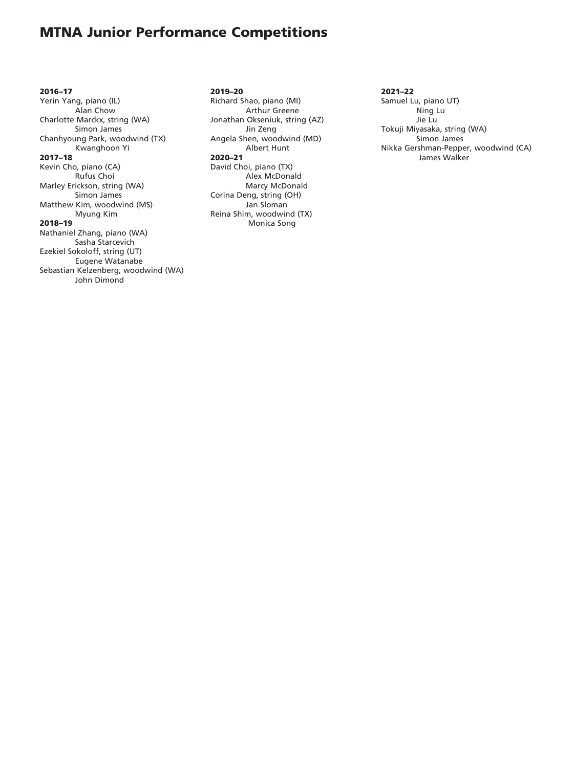# MTNA Junior Performance Competitions

**2016–17**

Yerin Yang, piano (IL)
Alan Chow

Charlotte Marckx, string (WA)
Simon James

Chanhyoung Park, woodwind (TX)
Kwanghoon Yi

**2017–18**

Kevin Cho, piano (CA)
Rufus Choi

Marley Erickson, string (WA)
Simon James

Matthew Kim, woodwind (MS)
Myung Kim

**2018–19**

Nathaniel Zhang, piano (WA)
Sasha Starcevich

Ezekiel Sokoloff, string (UT)
Eugene Watanabe

Sebastian Kelzenberg, woodwind (WA)
John Dimond

**2019–20**

Richard Shao, piano (MI)
Arthur Greene

Jonathan Okseniuk, string (AZ)
Jin Zeng

Angela Shen, woodwind (MD)
Albert Hunt

**2020–21**

David Choi, piano (TX)
Alex McDonald
Marcy McDonald

Corina Deng, string (OH)
Jan Sloman

Reina Shim, woodwind (TX)
Monica Song

**2021–22**

Samuel Lu, piano UT)
Ning Lu
Jie Lu

Tokuji Miyasaka, string (WA)
Simon James

Nikka Gershman-Pepper, woodwind (CA)
James Walker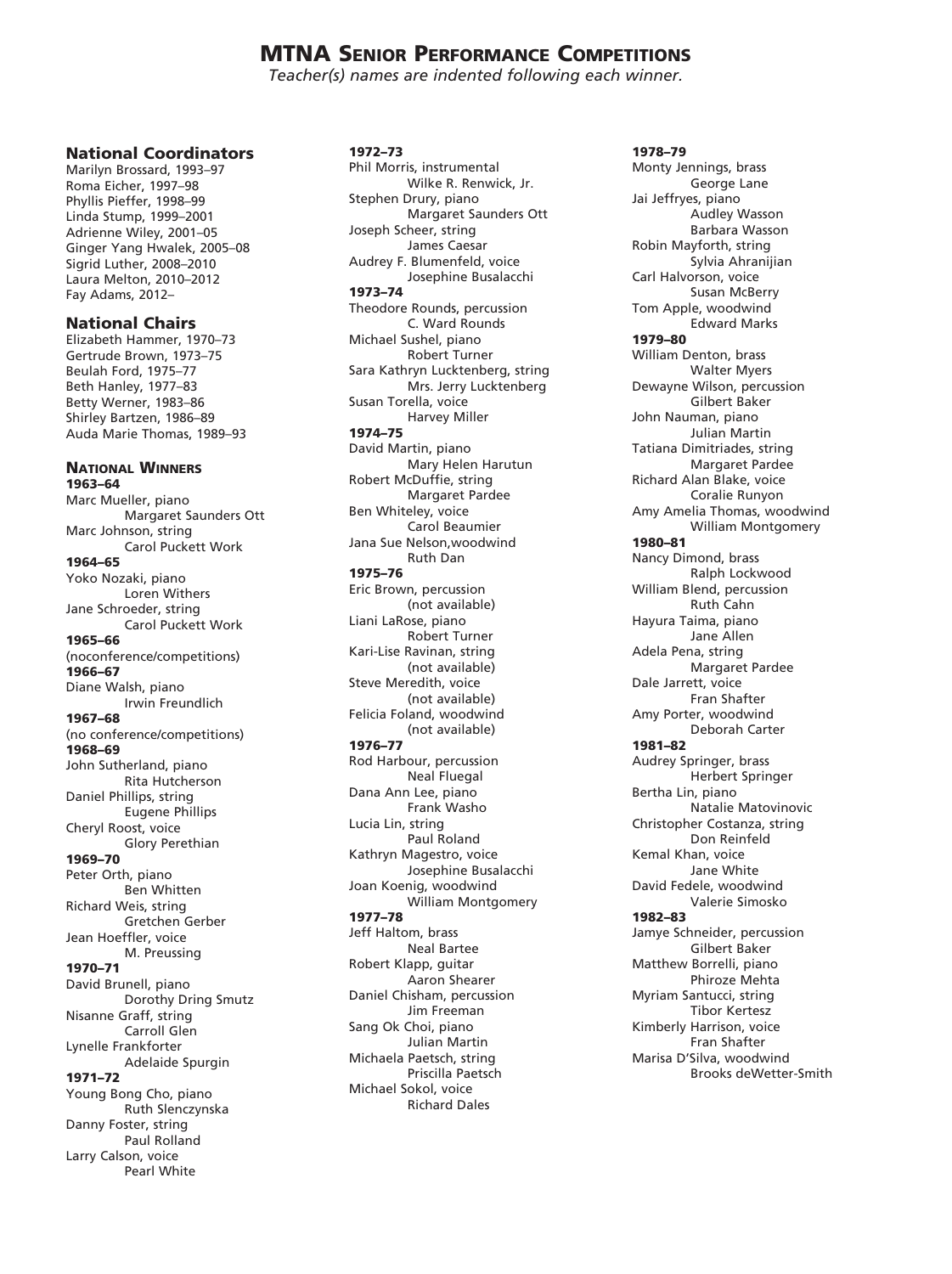# MTNA Senior Performance Competitions

*Teacher(s) names are indented following each winner.*

### National Coordinators

Marilyn Brossard, 1993–97
Roma Eicher, 1997–98
Phyllis Pieffer, 1998–99
Linda Stump, 1999–2001
Adrienne Wiley, 2001–05
Ginger Yang Hwalek, 2005–08
Sigrid Luther, 2008–2010
Laura Melton, 2010–2012
Fay Adams, 2012–

### National Chairs

Elizabeth Hammer, 1970–73
Gertrude Brown, 1973–75
Beulah Ford, 1975–77
Beth Hanley, 1977–83
Betty Werner, 1983–86
Shirley Bartzen, 1986–89
Auda Marie Thomas, 1989–93

### National Winners

**1963–64**
Marc Mueller, piano
    Margaret Saunders Ott
Marc Johnson, string
    Carol Puckett Work

**1964–65**
Yoko Nozaki, piano
    Loren Withers
Jane Schroeder, string
    Carol Puckett Work

**1965–66**
(noconference/competitions)

**1966–67**
Diane Walsh, piano
    Irwin Freundlich

**1967–68**
(no conference/competitions)

**1968–69**
John Sutherland, piano
    Rita Hutcherson
Daniel Phillips, string
    Eugene Phillips
Cheryl Roost, voice
    Glory Perethian

**1969–70**
Peter Orth, piano
    Ben Whitten
Richard Weis, string
    Gretchen Gerber
Jean Hoeffler, voice
    M. Preussing

**1970–71**
David Brunell, piano
    Dorothy Dring Smutz
Nisanne Graff, string
    Carroll Glen
Lynelle Frankforter
    Adelaide Spurgin

**1971–72**
Young Bong Cho, piano
    Ruth Slenczynska
Danny Foster, string
    Paul Rolland
Larry Calson, voice
    Pearl White

**1972–73**
Phil Morris, instrumental
    Wilke R. Renwick, Jr.
Stephen Drury, piano
    Margaret Saunders Ott
Joseph Scheer, string
    James Caesar
Audrey F. Blumenfeld, voice
    Josephine Busalacchi

**1973–74**
Theodore Rounds, percussion
    C. Ward Rounds
Michael Sushel, piano
    Robert Turner
Sara Kathryn Lucktenberg, string
    Mrs. Jerry Lucktenberg
Susan Torella, voice
    Harvey Miller

**1974–75**
David Martin, piano
    Mary Helen Harutun
Robert McDuffie, string
    Margaret Pardee
Ben Whiteley, voice
    Carol Beaumier
Jana Sue Nelson,woodwind
    Ruth Dan

**1975–76**
Eric Brown, percussion
    (not available)
Liani LaRose, piano
    Robert Turner
Kari-Lise Ravinan, string
    (not available)
Steve Meredith, voice
    (not available)
Felicia Foland, woodwind
    (not available)

**1976–77**
Rod Harbour, percussion
    Neal Fluegal
Dana Ann Lee, piano
    Frank Washo
Lucia Lin, string
    Paul Roland
Kathryn Magestro, voice
    Josephine Busalacchi
Joan Koenig, woodwind
    William Montgomery

**1977–78**
Jeff Haltom, brass
    Neal Bartee
Robert Klapp, guitar
    Aaron Shearer
Daniel Chisham, percussion
    Jim Freeman
Sang Ok Choi, piano
    Julian Martin
Michaela Paetsch, string
    Priscilla Paetsch
Michael Sokol, voice
    Richard Dales

**1978–79**
Monty Jennings, brass
    George Lane
Jai Jeffryes, piano
    Audley Wasson
    Barbara Wasson
Robin Mayforth, string
    Sylvia Ahranijian
Carl Halvorson, voice
    Susan McBerry
Tom Apple, woodwind
    Edward Marks

**1979–80**
William Denton, brass
    Walter Myers
Dewayne Wilson, percussion
    Gilbert Baker
John Nauman, piano
    Julian Martin
Tatiana Dimitriades, string
    Margaret Pardee
Richard Alan Blake, voice
    Coralie Runyon
Amy Amelia Thomas, woodwind
    William Montgomery

**1980–81**
Nancy Dimond, brass
    Ralph Lockwood
William Blend, percussion
    Ruth Cahn
Hayura Taima, piano
    Jane Allen
Adela Pena, string
    Margaret Pardee
Dale Jarrett, voice
    Fran Shafter
Amy Porter, woodwind
    Deborah Carter

**1981–82**
Audrey Springer, brass
    Herbert Springer
Bertha Lin, piano
    Natalie Matovinovic
Christopher Costanza, string
    Don Reinfeld
Kemal Khan, voice
    Jane White
David Fedele, woodwind
    Valerie Simosko

**1982–83**
Jamye Schneider, percussion
    Gilbert Baker
Matthew Borrelli, piano
    Phiroze Mehta
Myriam Santucci, string
    Tibor Kertesz
Kimberly Harrison, voice
    Fran Shafter
Marisa D'Silva, woodwind
    Brooks deWetter-Smith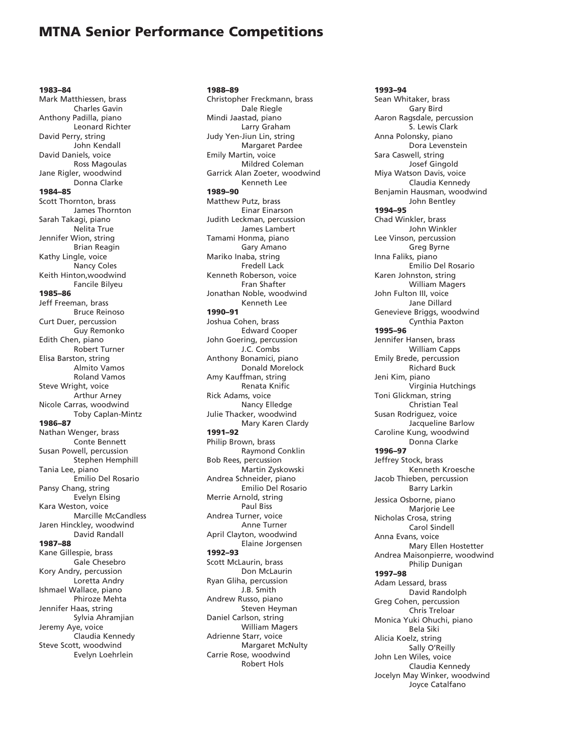# MTNA Senior Performance Competitions

**1983–84**

Mark Matthiessen, brass
Charles Gavin

Anthony Padilla, piano
Leonard Richter

David Perry, string
John Kendall

David Daniels, voice
Ross Magoulas

Jane Rigler, woodwind
Donna Clarke

**1984–85**

Scott Thornton, brass
James Thornton

Sarah Takagi, piano
Nelita True

Jennifer Wion, string
Brian Reagin

Kathy Lingle, voice
Nancy Coles

Keith Hinton,woodwind
Fancile Bilyeu

**1985–86**

Jeff Freeman, brass
Bruce Reinoso

Curt Duer, percussion
Guy Remonko

Edith Chen, piano
Robert Turner

Elisa Barston, string
Almito Vamos
Roland Vamos

Steve Wright, voice
Arthur Arney

Nicole Carras, woodwind
Toby Caplan-Mintz

**1986–87**

Nathan Wenger, brass
Conte Bennett

Susan Powell, percussion
Stephen Hemphill

Tania Lee, piano
Emilio Del Rosario

Pansy Chang, string
Evelyn Elsing

Kara Weston, voice
Marcille McCandless

Jaren Hinckley, woodwind
David Randall

**1987–88**

Kane Gillespie, brass
Gale Chesebro

Kory Andry, percussion
Loretta Andry

Ishmael Wallace, piano
Phiroze Mehta

Jennifer Haas, string
Sylvia Ahramjian

Jeremy Aye, voice
Claudia Kennedy

Steve Scott, woodwind
Evelyn Loehrlein

**1988–89**

Christopher Freckmann, brass
Dale Riegle

Mindi Jaastad, piano
Larry Graham

Judy Yen-Jiun Lin, string
Margaret Pardee

Emily Martin, voice
Mildred Coleman

Garrick Alan Zoeter, woodwind
Kenneth Lee

**1989–90**

Matthew Putz, brass
Einar Einarson

Judith Leckman, percussion
James Lambert

Tamami Honma, piano
Gary Amano

Mariko Inaba, string
Fredell Lack

Kenneth Roberson, voice
Fran Shafter

Jonathan Noble, woodwind
Kenneth Lee

**1990–91**

Joshua Cohen, brass
Edward Cooper

John Goering, percussion
J.C. Combs

Anthony Bonamici, piano
Donald Morelock

Amy Kauffman, string
Renata Knific

Rick Adams, voice
Nancy Elledge

Julie Thacker, woodwind
Mary Karen Clardy

**1991–92**

Philip Brown, brass
Raymond Conklin

Bob Rees, percussion
Martin Zyskowski

Andrea Schneider, piano
Emilio Del Rosario

Merrie Arnold, string
Paul Biss

Andrea Turner, voice
Anne Turner

April Clayton, woodwind
Elaine Jorgensen

**1992–93**

Scott McLaurin, brass
Don McLaurin

Ryan Gliha, percussion
J.B. Smith

Andrew Russo, piano
Steven Heyman

Daniel Carlson, string
William Magers

Adrienne Starr, voice
Margaret McNulty

Carrie Rose, woodwind
Robert Hols

**1993–94**

Sean Whitaker, brass
Gary Bird

Aaron Ragsdale, percussion
S. Lewis Clark

Anna Polonsky, piano
Dora Levenstein

Sara Caswell, string
Josef Gingold

Miya Watson Davis, voice
Claudia Kennedy

Benjamin Hausman, woodwind
John Bentley

**1994–95**

Chad Winkler, brass
John Winkler

Lee Vinson, percussion
Greg Byrne

Inna Faliks, piano
Emilio Del Rosario

Karen Johnston, string
William Magers

John Fulton III, voice
Jane Dillard

Genevieve Briggs, woodwind
Cynthia Paxton

**1995–96**

Jennifer Hansen, brass
William Capps

Emily Brede, percussion
Richard Buck

Jeni Kim, piano
Virginia Hutchings

Toni Glickman, string
Christian Teal

Susan Rodriguez, voice
Jacqueline Barlow

Caroline Kung, woodwind
Donna Clarke

**1996–97**

Jeffrey Stock, brass
Kenneth Kroesche

Jacob Thieben, percussion
Barry Larkin

Jessica Osborne, piano
Marjorie Lee

Nicholas Crosa, string
Carol Sindell

Anna Evans, voice
Mary Ellen Hostetter

Andrea Maisonpierre, woodwind
Philip Dunigan

**1997–98**

Adam Lessard, brass
David Randolph

Greg Cohen, percussion
Chris Treloar

Monica Yuki Ohuchi, piano
Bela Siki

Alicia Koelz, string
Sally O'Reilly

John Len Wiles, voice
Claudia Kennedy

Jocelyn May Winker, woodwind
Joyce Catalfano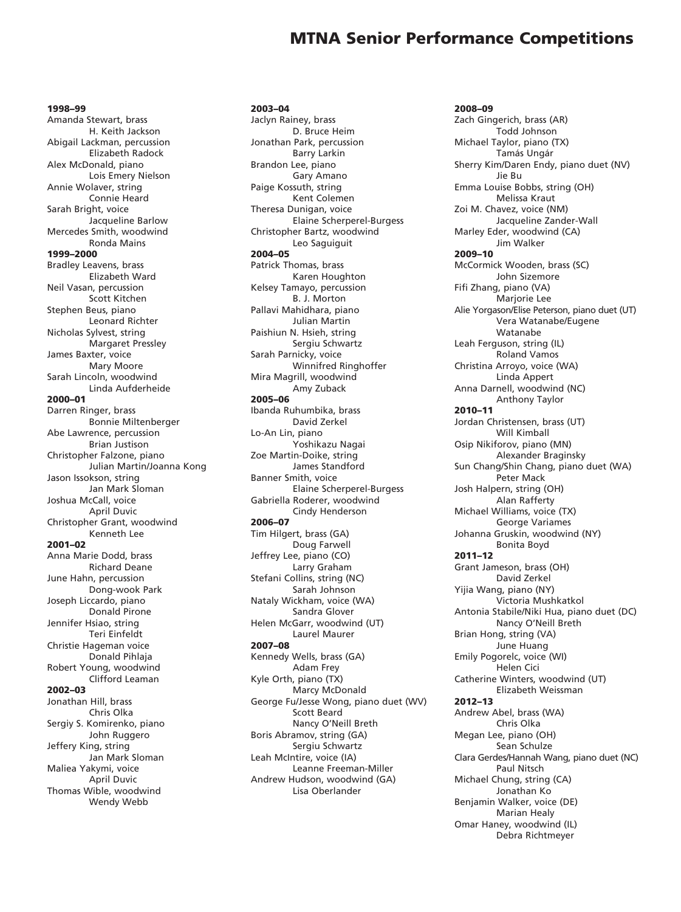# MTNA Senior Performance Competitions

**1998–99**
Amanda Stewart, brass
H. Keith Jackson
Abigail Lackman, percussion
Elizabeth Radock
Alex McDonald, piano
Lois Emery Nielson
Annie Wolaver, string
Connie Heard
Sarah Bright, voice
Jacqueline Barlow
Mercedes Smith, woodwind
Ronda Mains

**1999–2000**
Bradley Leavens, brass
Elizabeth Ward
Neil Vasan, percussion
Scott Kitchen
Stephen Beus, piano
Leonard Richter
Nicholas Sylvest, string
Margaret Pressley
James Baxter, voice
Mary Moore
Sarah Lincoln, woodwind
Linda Aufderheide

**2000–01**
Darren Ringer, brass
Bonnie Miltenberger
Abe Lawrence, percussion
Brian Justison
Christopher Falzone, piano
Julian Martin/Joanna Kong
Jason Issokson, string
Jan Mark Sloman
Joshua McCall, voice
April Duvic
Christopher Grant, woodwind
Kenneth Lee

**2001–02**
Anna Marie Dodd, brass
Richard Deane
June Hahn, percussion
Dong-wook Park
Joseph Liccardo, piano
Donald Pirone
Jennifer Hsiao, string
Teri Einfeldt
Christie Hageman voice
Donald Pihlaja
Robert Young, woodwind
Clifford Leaman

**2002–03**
Jonathan Hill, brass
Chris Olka
Sergiy S. Komirenko, piano
John Ruggero
Jeffery King, string
Jan Mark Sloman
Maliea Yakymi, voice
April Duvic
Thomas Wible, woodwind
Wendy Webb

**2003–04**
Jaclyn Rainey, brass
D. Bruce Heim
Jonathan Park, percussion
Barry Larkin
Brandon Lee, piano
Gary Amano
Paige Kossuth, string
Kent Colemen
Theresa Dunigan, voice
Elaine Scherperel-Burgess
Christopher Bartz, woodwind
Leo Saguiguit

**2004–05**
Patrick Thomas, brass
Karen Houghton
Kelsey Tamayo, percussion
B. J. Morton
Pallavi Mahidhara, piano
Julian Martin
Paishiun N. Hsieh, string
Sergiu Schwartz
Sarah Parnicky, voice
Winnifred Ringhoffer
Mira Magrill, woodwind
Amy Zuback

**2005–06**
Ibanda Ruhumbika, brass
David Zerkel
Lo-An Lin, piano
Yoshikazu Nagai
Zoe Martin-Doike, string
James Standford
Banner Smith, voice
Elaine Scherperel-Burgess
Gabriella Roderer, woodwind
Cindy Henderson

**2006–07**
Tim Hilgert, brass (GA)
Doug Farwell
Jeffrey Lee, piano (CO)
Larry Graham
Stefani Collins, string (NC)
Sarah Johnson
Nataly Wickham, voice (WA)
Sandra Glover
Helen McGarr, woodwind (UT)
Laurel Maurer

**2007–08**
Kennedy Wells, brass (GA)
Adam Frey
Kyle Orth, piano (TX)
Marcy McDonald
George Fu/Jesse Wong, piano duet (WV)
Scott Beard
Nancy O'Neill Breth
Boris Abramov, string (GA)
Sergiu Schwartz
Leah McIntire, voice (IA)
Leanne Freeman-Miller
Andrew Hudson, woodwind (GA)
Lisa Oberlander

**2008–09**
Zach Gingerich, brass (AR)
Todd Johnson
Michael Taylor, piano (TX)
Tamás Ungár
Sherry Kim/Daren Endy, piano duet (NV)
Jie Bu
Emma Louise Bobbs, string (OH)
Melissa Kraut
Zoi M. Chavez, voice (NM)
Jacqueline Zander-Wall
Marley Eder, woodwind (CA)
Jim Walker

**2009–10**
McCormick Wooden, brass (SC)
John Sizemore
Fifi Zhang, piano (VA)
Marjorie Lee
Alie Yorgason/Elise Peterson, piano duet (UT)
Vera Watanabe/Eugene Watanabe
Leah Ferguson, string (IL)
Roland Vamos
Christina Arroyo, voice (WA)
Linda Appert
Anna Darnell, woodwind (NC)
Anthony Taylor

**2010–11**
Jordan Christensen, brass (UT)
Will Kimball
Osip Nikiforov, piano (MN)
Alexander Braginsky
Sun Chang/Shin Chang, piano duet (WA)
Peter Mack
Josh Halpern, string (OH)
Alan Rafferty
Michael Williams, voice (TX)
George Variames
Johanna Gruskin, woodwind (NY)
Bonita Boyd

**2011–12**
Grant Jameson, brass (OH)
David Zerkel
Yijia Wang, piano (NY)
Victoria Mushkatkol
Antonia Stabile/Niki Hua, piano duet (DC)
Nancy O'Neill Breth
Brian Hong, string (VA)
June Huang
Emily Pogorelc, voice (WI)
Helen Cici
Catherine Winters, woodwind (UT)
Elizabeth Weissman

**2012–13**
Andrew Abel, brass (WA)
Chris Olka
Megan Lee, piano (OH)
Sean Schulze
Clara Gerdes/Hannah Wang, piano duet (NC)
Paul Nitsch
Michael Chung, string (CA)
Jonathan Ko
Benjamin Walker, voice (DE)
Marian Healy
Omar Haney, woodwind (IL)
Debra Richtmeyer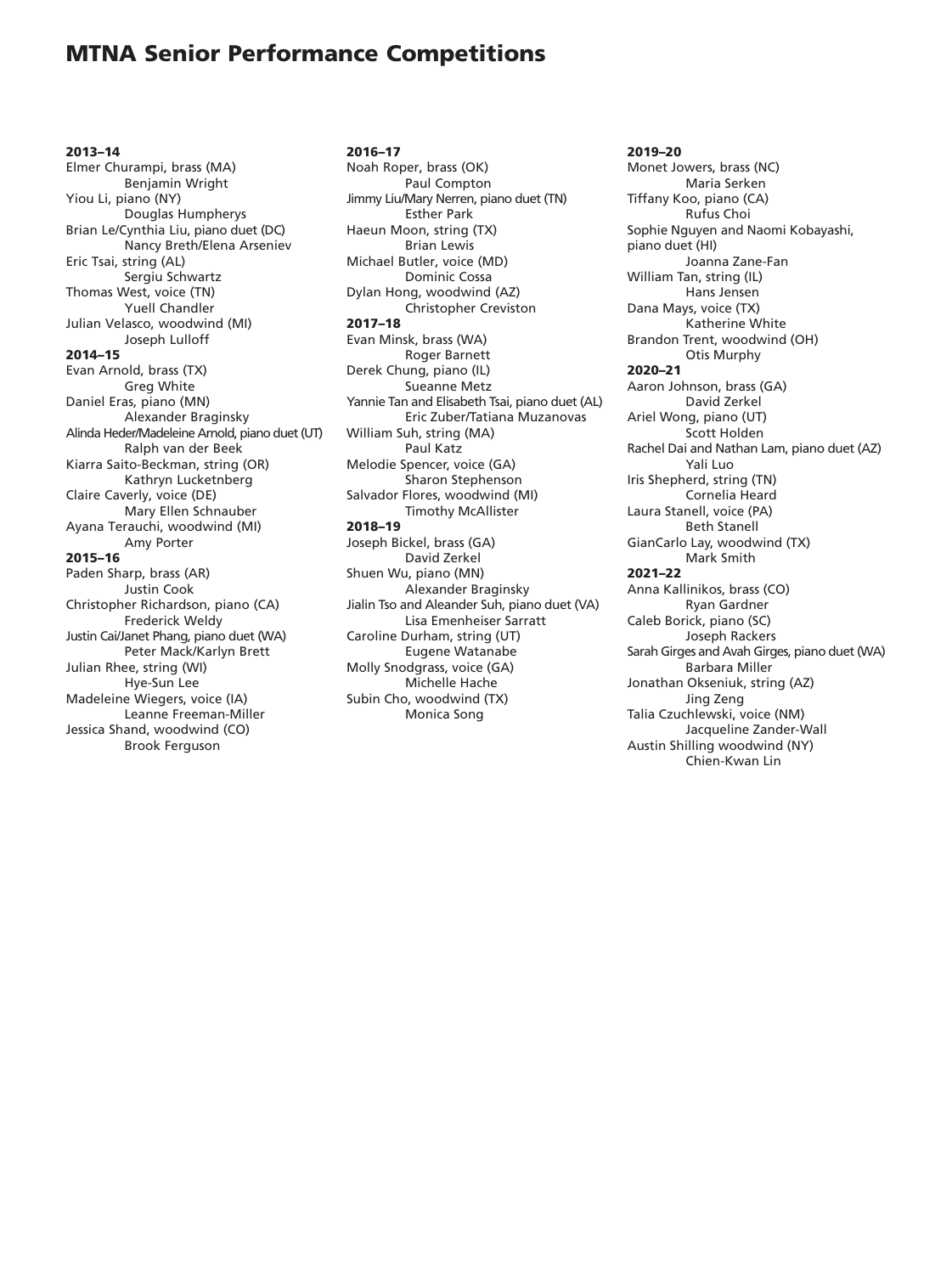# MTNA Senior Performance Competitions

**2013–14**

Elmer Churampi, brass (MA)
Benjamin Wright
Yiou Li, piano (NY)
Douglas Humpherys
Brian Le/Cynthia Liu, piano duet (DC)
Nancy Breth/Elena Arseniev
Eric Tsai, string (AL)
Sergiu Schwartz
Thomas West, voice (TN)
Yuell Chandler
Julian Velasco, woodwind (MI)
Joseph Lulloff

**2014–15**

Evan Arnold, brass (TX)
Greg White
Daniel Eras, piano (MN)
Alexander Braginsky
Alinda Heder/Madeleine Arnold, piano duet (UT)
Ralph van der Beek
Kiarra Saito-Beckman, string (OR)
Kathryn Lucketnberg
Claire Caverly, voice (DE)
Mary Ellen Schnauber
Ayana Terauchi, woodwind (MI)
Amy Porter

**2015–16**

Paden Sharp, brass (AR)
Justin Cook
Christopher Richardson, piano (CA)
Frederick Weldy
Justin Cai/Janet Phang, piano duet (WA)
Peter Mack/Karlyn Brett
Julian Rhee, string (WI)
Hye-Sun Lee
Madeleine Wiegers, voice (IA)
Leanne Freeman-Miller
Jessica Shand, woodwind (CO)
Brook Ferguson

**2016–17**

Noah Roper, brass (OK)
Paul Compton
Jimmy Liu/Mary Nerren, piano duet (TN)
Esther Park
Haeun Moon, string (TX)
Brian Lewis
Michael Butler, voice (MD)
Dominic Cossa
Dylan Hong, woodwind (AZ)
Christopher Creviston

**2017–18**

Evan Minsk, brass (WA)
Roger Barnett
Derek Chung, piano (IL)
Sueanne Metz
Yannie Tan and Elisabeth Tsai, piano duet (AL)
Eric Zuber/Tatiana Muzanovas
William Suh, string (MA)
Paul Katz
Melodie Spencer, voice (GA)
Sharon Stephenson
Salvador Flores, woodwind (MI)
Timothy McAllister

**2018–19**

Joseph Bickel, brass (GA)
David Zerkel
Shuen Wu, piano (MN)
Alexander Braginsky
Jialin Tso and Aleander Suh, piano duet (VA)
Lisa Emenheiser Sarratt
Caroline Durham, string (UT)
Eugene Watanabe
Molly Snodgrass, voice (GA)
Michelle Hache
Subin Cho, woodwind (TX)
Monica Song

**2019–20**

Monet Jowers, brass (NC)
Maria Serken
Tiffany Koo, piano (CA)
Rufus Choi
Sophie Nguyen and Naomi Kobayashi, piano duet (HI)
Joanna Zane-Fan
William Tan, string (IL)
Hans Jensen
Dana Mays, voice (TX)
Katherine White
Brandon Trent, woodwind (OH)
Otis Murphy

**2020–21**

Aaron Johnson, brass (GA)
David Zerkel
Ariel Wong, piano (UT)
Scott Holden
Rachel Dai and Nathan Lam, piano duet (AZ)
Yali Luo
Iris Shepherd, string (TN)
Cornelia Heard
Laura Stanell, voice (PA)
Beth Stanell
GianCarlo Lay, woodwind (TX)
Mark Smith

**2021–22**

Anna Kallinikos, brass (CO)
Ryan Gardner
Caleb Borick, piano (SC)
Joseph Rackers
Sarah Girges and Avah Girges, piano duet (WA)
Barbara Miller
Jonathan Okseniuk, string (AZ)
Jing Zeng
Talia Czuchlewski, voice (NM)
Jacqueline Zander-Wall
Austin Shilling woodwind (NY)
Chien-Kwan Lin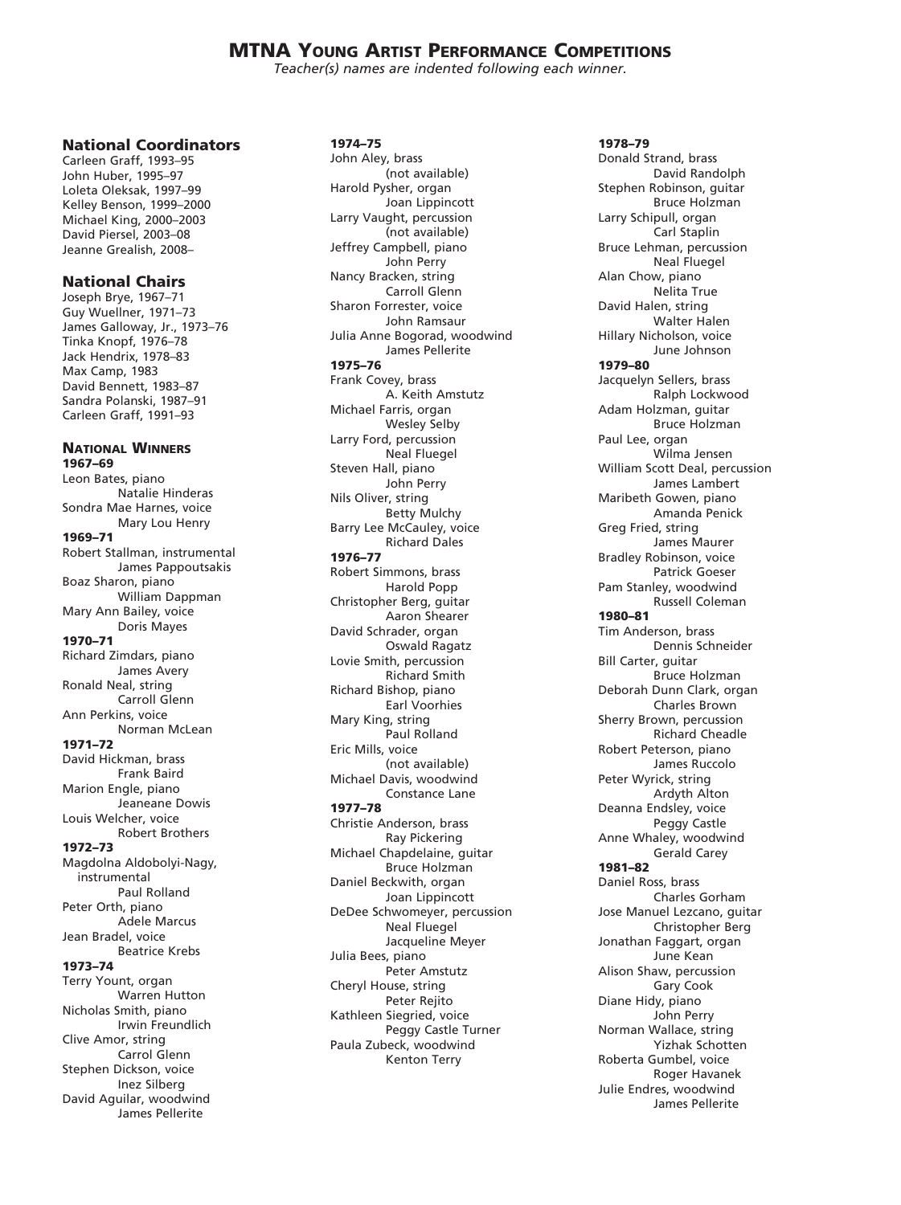## MTNA Young Artist Performance Competitions

*Teacher(s) names are indented following each winner.*

### National Coordinators

Carleen Graff, 1993–95
John Huber, 1995–97
Loleta Oleksak, 1997–99
Kelley Benson, 1999–2000
Michael King, 2000–2003
David Piersel, 2003–08
Jeanne Grealish, 2008–

### National Chairs

Joseph Brye, 1967–71
Guy Wuellner, 1971–73
James Galloway, Jr., 1973–76
Tinka Knopf, 1976–78
Jack Hendrix, 1978–83
Max Camp, 1983
David Bennett, 1983–87
Sandra Polanski, 1987–91
Carleen Graff, 1991–93

### National Winners

**1967–69**

Leon Bates, piano
    Natalie Hinderas
Sondra Mae Harnes, voice
    Mary Lou Henry

**1969–71**

Robert Stallman, instrumental
    James Pappoutsakis
Boaz Sharon, piano
    William Dappman
Mary Ann Bailey, voice
    Doris Mayes

**1970–71**

Richard Zimdars, piano
    James Avery
Ronald Neal, string
    Carroll Glenn
Ann Perkins, voice
    Norman McLean

**1971–72**

David Hickman, brass
    Frank Baird
Marion Engle, piano
    Jeaneane Dowis
Louis Welcher, voice
    Robert Brothers

**1972–73**

Magdolna Aldobolyi-Nagy, instrumental
    Paul Rolland
Peter Orth, piano
    Adele Marcus
Jean Bradel, voice
    Beatrice Krebs

**1973–74**

Terry Yount, organ
    Warren Hutton
Nicholas Smith, piano
    Irwin Freundlich
Clive Amor, string
    Carrol Glenn
Stephen Dickson, voice
    Inez Silberg
David Aguilar, woodwind
    James Pellerite

**1974–75**

John Aley, brass
    (not available)
Harold Pysher, organ
    Joan Lippincott
Larry Vaught, percussion
    (not available)
Jeffrey Campbell, piano
    John Perry
Nancy Bracken, string
    Carroll Glenn
Sharon Forrester, voice
    John Ramsaur
Julia Anne Bogorad, woodwind
    James Pellerite

**1975–76**

Frank Covey, brass
    A. Keith Amstutz
Michael Farris, organ
    Wesley Selby
Larry Ford, percussion
    Neal Fluegel
Steven Hall, piano
    John Perry
Nils Oliver, string
    Betty Mulchy
Barry Lee McCauley, voice
    Richard Dales

**1976–77**

Robert Simmons, brass
    Harold Popp
Christopher Berg, guitar
    Aaron Shearer
David Schrader, organ
    Oswald Ragatz
Lovie Smith, percussion
    Richard Smith
Richard Bishop, piano
    Earl Voorhies
Mary King, string
    Paul Rolland
Eric Mills, voice
    (not available)
Michael Davis, woodwind
    Constance Lane

**1977–78**

Christie Anderson, brass
    Ray Pickering
Michael Chapdelaine, guitar
    Bruce Holzman
Daniel Beckwith, organ
    Joan Lippincott
DeDee Schwomeyer, percussion
    Neal Fluegel
    Jacqueline Meyer
Julia Bees, piano
    Peter Amstutz
Cheryl House, string
    Peter Rejito
Kathleen Siegried, voice
    Peggy Castle Turner
Paula Zubeck, woodwind
    Kenton Terry

**1978–79**

Donald Strand, brass
    David Randolph
Stephen Robinson, guitar
    Bruce Holzman
Larry Schipull, organ
    Carl Staplin
Bruce Lehman, percussion
    Neal Fluegel
Alan Chow, piano
    Nelita True
David Halen, string
    Walter Halen
Hillary Nicholson, voice
    June Johnson

**1979–80**

Jacquelyn Sellers, brass
    Ralph Lockwood
Adam Holzman, guitar
    Bruce Holzman
Paul Lee, organ
    Wilma Jensen
William Scott Deal, percussion
    James Lambert
Maribeth Gowen, piano
    Amanda Penick
Greg Fried, string
    James Maurer
Bradley Robinson, voice
    Patrick Goeser
Pam Stanley, woodwind
    Russell Coleman

**1980–81**

Tim Anderson, brass
    Dennis Schneider
Bill Carter, guitar
    Bruce Holzman
Deborah Dunn Clark, organ
    Charles Brown
Sherry Brown, percussion
    Richard Cheadle
Robert Peterson, piano
    James Ruccolo
Peter Wyrick, string
    Ardyth Alton
Deanna Endsley, voice
    Peggy Castle
Anne Whaley, woodwind
    Gerald Carey

**1981–82**

Daniel Ross, brass
    Charles Gorham
Jose Manuel Lezcano, guitar
    Christopher Berg
Jonathan Faggart, organ
    June Kean
Alison Shaw, percussion
    Gary Cook
Diane Hidy, piano
    John Perry
Norman Wallace, string
    Yizhak Schotten
Roberta Gumbel, voice
    Roger Havanek
Julie Endres, woodwind
    James Pellerite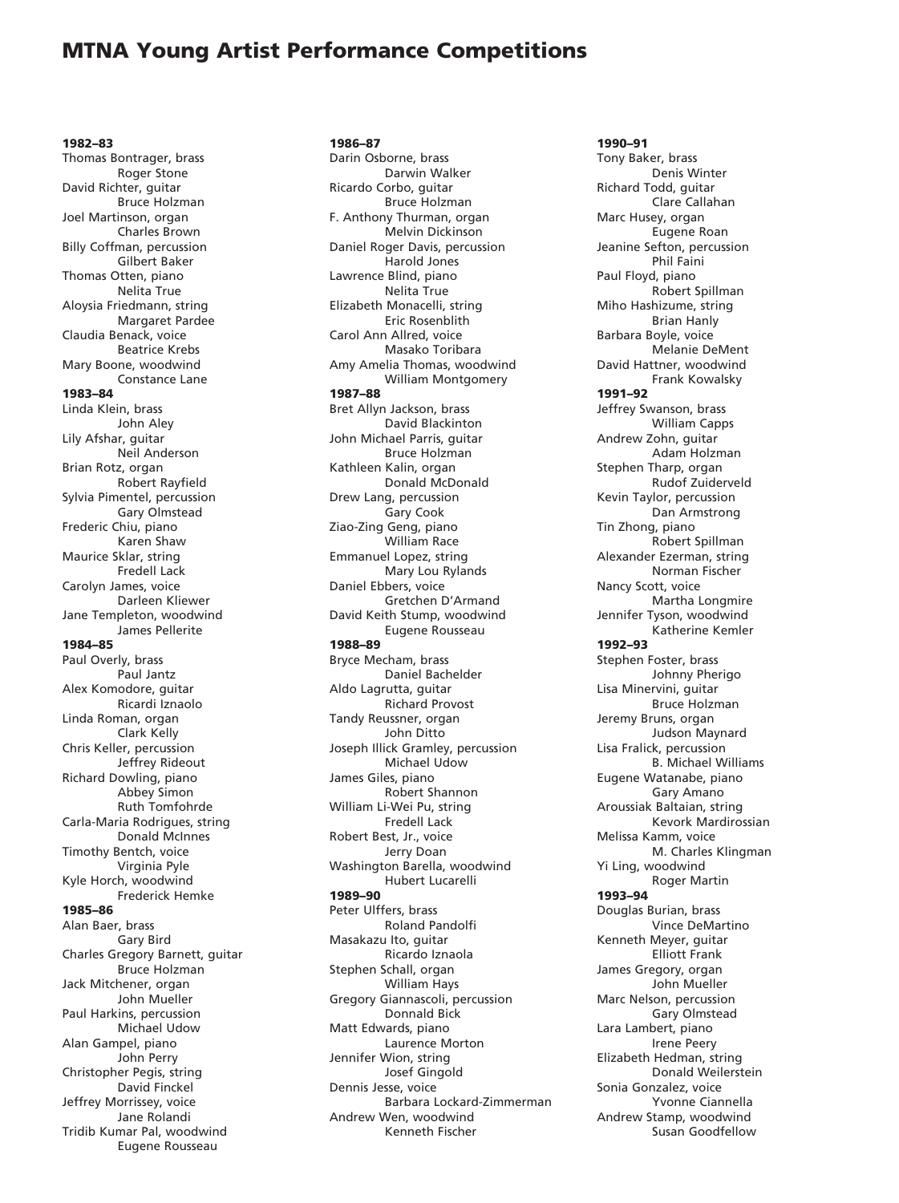# MTNA Young Artist Performance Competitions

**1982–83**

Thomas Bontrager, brass
    Roger Stone
David Richter, guitar
    Bruce Holzman
Joel Martinson, organ
    Charles Brown
Billy Coffman, percussion
    Gilbert Baker
Thomas Otten, piano
    Nelita True
Aloysia Friedmann, string
    Margaret Pardee
Claudia Benack, voice
    Beatrice Krebs
Mary Boone, woodwind
    Constance Lane

**1983–84**

Linda Klein, brass
    John Aley
Lily Afshar, guitar
    Neil Anderson
Brian Rotz, organ
    Robert Rayfield
Sylvia Pimentel, percussion
    Gary Olmstead
Frederic Chiu, piano
    Karen Shaw
Maurice Sklar, string
    Fredell Lack
Carolyn James, voice
    Darleen Kliewer
Jane Templeton, woodwind
    James Pellerite

**1984–85**

Paul Overly, brass
    Paul Jantz
Alex Komodore, guitar
    Ricardi Iznaolo
Linda Roman, organ
    Clark Kelly
Chris Keller, percussion
    Jeffrey Rideout
Richard Dowling, piano
    Abbey Simon
    Ruth Tomfohrde
Carla-Maria Rodrigues, string
    Donald McInnes
Timothy Bentch, voice
    Virginia Pyle
Kyle Horch, woodwind
    Frederick Hemke

**1985–86**

Alan Baer, brass
    Gary Bird
Charles Gregory Barnett, guitar
    Bruce Holzman
Jack Mitchener, organ
    John Mueller
Paul Harkins, percussion
    Michael Udow
Alan Gampel, piano
    John Perry
Christopher Pegis, string
    David Finckel
Jeffrey Morrissey, voice
    Jane Rolandi
Tridib Kumar Pal, woodwind
    Eugene Rousseau

**1986–87**

Darin Osborne, brass
    Darwin Walker
Ricardo Corbo, guitar
    Bruce Holzman
F. Anthony Thurman, organ
    Melvin Dickinson
Daniel Roger Davis, percussion
    Harold Jones
Lawrence Blind, piano
    Nelita True
Elizabeth Monacelli, string
    Eric Rosenblith
Carol Ann Allred, voice
    Masako Toribara
Amy Amelia Thomas, woodwind
    William Montgomery

**1987–88**

Bret Allyn Jackson, brass
    David Blackinton
John Michael Parris, guitar
    Bruce Holzman
Kathleen Kalin, organ
    Donald McDonald
Drew Lang, percussion
    Gary Cook
Ziao-Zing Geng, piano
    William Race
Emmanuel Lopez, string
    Mary Lou Rylands
Daniel Ebbers, voice
    Gretchen D'Armand
David Keith Stump, woodwind
    Eugene Rousseau

**1988–89**

Bryce Mecham, brass
    Daniel Bachelder
Aldo Lagrutta, guitar
    Richard Provost
Tandy Reussner, organ
    John Ditto
Joseph Illick Gramley, percussion
    Michael Udow
James Giles, piano
    Robert Shannon
William Li-Wei Pu, string
    Fredell Lack
Robert Best, Jr., voice
    Jerry Doan
Washington Barella, woodwind
    Hubert Lucarelli

**1989–90**

Peter Ulffers, brass
    Roland Pandolfi
Masakazu Ito, guitar
    Ricardo Iznaola
Stephen Schall, organ
    William Hays
Gregory Giannascoli, percussion
    Donnald Bick
Matt Edwards, piano
    Laurence Morton
Jennifer Wion, string
    Josef Gingold
Dennis Jesse, voice
    Barbara Lockard-Zimmerman
Andrew Wen, woodwind
    Kenneth Fischer

**1990–91**

Tony Baker, brass
    Denis Winter
Richard Todd, guitar
    Clare Callahan
Marc Husey, organ
    Eugene Roan
Jeanine Sefton, percussion
    Phil Faini
Paul Floyd, piano
    Robert Spillman
Miho Hashizume, string
    Brian Hanly
Barbara Boyle, voice
    Melanie DeMent
David Hattner, woodwind
    Frank Kowalsky

**1991–92**

Jeffrey Swanson, brass
    William Capps
Andrew Zohn, guitar
    Adam Holzman
Stephen Tharp, organ
    Rudof Zuiderveld
Kevin Taylor, percussion
    Dan Armstrong
Tin Zhong, piano
    Robert Spillman
Alexander Ezerman, string
    Norman Fischer
Nancy Scott, voice
    Martha Longmire
Jennifer Tyson, woodwind
    Katherine Kemler

**1992–93**

Stephen Foster, brass
    Johnny Pherigo
Lisa Minervini, guitar
    Bruce Holzman
Jeremy Bruns, organ
    Judson Maynard
Lisa Fralick, percussion
    B. Michael Williams
Eugene Watanabe, piano
    Gary Amano
Aroussiak Baltaian, string
    Kevork Mardirossian
Melissa Kamm, voice
    M. Charles Klingman
Yi Ling, woodwind
    Roger Martin

**1993–94**

Douglas Burian, brass
    Vince DeMartino
Kenneth Meyer, guitar
    Elliott Frank
James Gregory, organ
    John Mueller
Marc Nelson, percussion
    Gary Olmstead
Lara Lambert, piano
    Irene Peery
Elizabeth Hedman, string
    Donald Weilerstein
Sonia Gonzalez, voice
    Yvonne Ciannella
Andrew Stamp, woodwind
    Susan Goodfellow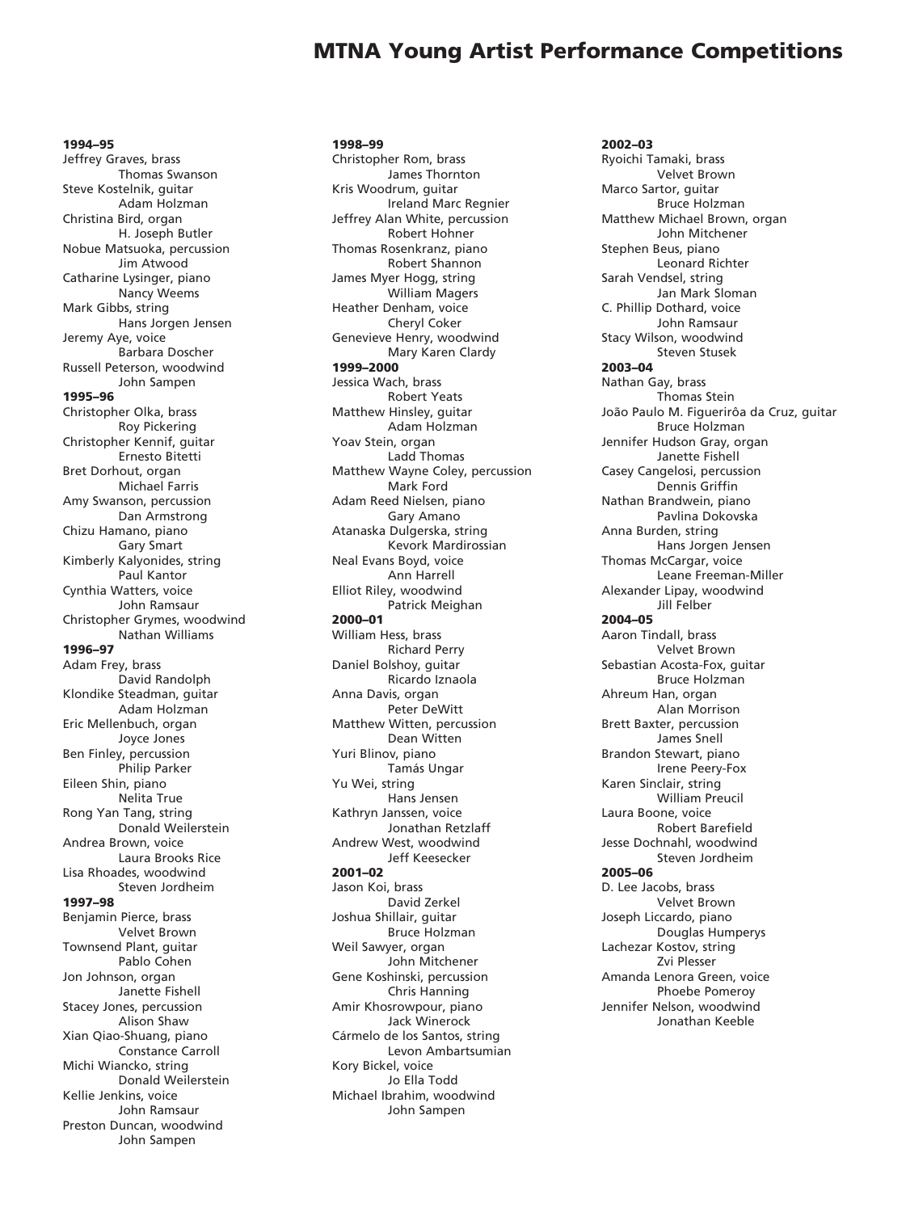# MTNA Young Artist Performance Competitions

**1994–95**

Jeffrey Graves, brass
Thomas Swanson
Steve Kostelnik, guitar
Adam Holzman
Christina Bird, organ
H. Joseph Butler
Nobue Matsuoka, percussion
Jim Atwood
Catharine Lysinger, piano
Nancy Weems
Mark Gibbs, string
Hans Jorgen Jensen
Jeremy Aye, voice
Barbara Doscher
Russell Peterson, woodwind
John Sampen

**1995–96**

Christopher Olka, brass
Roy Pickering
Christopher Kennif, guitar
Ernesto Bitetti
Bret Dorhout, organ
Michael Farris
Amy Swanson, percussion
Dan Armstrong
Chizu Hamano, piano
Gary Smart
Kimberly Kalyonides, string
Paul Kantor
Cynthia Watters, voice
John Ramsaur
Christopher Grymes, woodwind
Nathan Williams

**1996–97**

Adam Frey, brass
David Randolph
Klondike Steadman, guitar
Adam Holzman
Eric Mellenbuch, organ
Joyce Jones
Ben Finley, percussion
Philip Parker
Eileen Shin, piano
Nelita True
Rong Yan Tang, string
Donald Weilerstein
Andrea Brown, voice
Laura Brooks Rice
Lisa Rhoades, woodwind
Steven Jordheim

**1997–98**

Benjamin Pierce, brass
Velvet Brown
Townsend Plant, guitar
Pablo Cohen
Jon Johnson, organ
Janette Fishell
Stacey Jones, percussion
Alison Shaw
Xian Qiao-Shuang, piano
Constance Carroll
Michi Wiancko, string
Donald Weilerstein
Kellie Jenkins, voice
John Ramsaur
Preston Duncan, woodwind
John Sampen

**1998–99**

Christopher Rom, brass
James Thornton
Kris Woodrum, guitar
Ireland Marc Regnier
Jeffrey Alan White, percussion
Robert Hohner
Thomas Rosenkranz, piano
Robert Shannon
James Myer Hogg, string
William Magers
Heather Denham, voice
Cheryl Coker
Genevieve Henry, woodwind
Mary Karen Clardy

**1999–2000**

Jessica Wach, brass
Robert Yeats
Matthew Hinsley, guitar
Adam Holzman
Yoav Stein, organ
Ladd Thomas
Matthew Wayne Coley, percussion
Mark Ford
Adam Reed Nielsen, piano
Gary Amano
Atanaska Dulgerska, string
Kevork Mardirossian
Neal Evans Boyd, voice
Ann Harrell
Elliot Riley, woodwind
Patrick Meighan

**2000–01**

William Hess, brass
Richard Perry
Daniel Bolshoy, guitar
Ricardo Iznaola
Anna Davis, organ
Peter DeWitt
Matthew Witten, percussion
Dean Witten
Yuri Blinov, piano
Tamás Ungar
Yu Wei, string
Hans Jensen
Kathryn Janssen, voice
Jonathan Retzlaff
Andrew West, woodwind
Jeff Keesecker

**2001–02**

Jason Koi, brass
David Zerkel
Joshua Shillair, guitar
Bruce Holzman
Weil Sawyer, organ
John Mitchener
Gene Koshinski, percussion
Chris Hanning
Amir Khosrowpour, piano
Jack Winerock
Cármelo de los Santos, string
Levon Ambartsumian
Kory Bickel, voice
Jo Ella Todd
Michael Ibrahim, woodwind
John Sampen

**2002–03**

Ryoichi Tamaki, brass
Velvet Brown
Marco Sartor, guitar
Bruce Holzman
Matthew Michael Brown, organ
John Mitchener
Stephen Beus, piano
Leonard Richter
Sarah Vendsel, string
Jan Mark Sloman
C. Phillip Dothard, voice
John Ramsaur
Stacy Wilson, woodwind
Steven Stusek

**2003–04**

Nathan Gay, brass
Thomas Stein
João Paulo M. Figueirôa da Cruz, guitar
Bruce Holzman
Jennifer Hudson Gray, organ
Janette Fishell
Casey Cangelosi, percussion
Dennis Griffin
Nathan Brandwein, piano
Pavlina Dokovska
Anna Burden, string
Hans Jorgen Jensen
Thomas McCargar, voice
Leane Freeman-Miller
Alexander Lipay, woodwind
Jill Felber

**2004–05**

Aaron Tindall, brass
Velvet Brown
Sebastian Acosta-Fox, guitar
Bruce Holzman
Ahreum Han, organ
Alan Morrison
Brett Baxter, percussion
James Snell
Brandon Stewart, piano
Irene Peery-Fox
Karen Sinclair, string
William Preucil
Laura Boone, voice
Robert Barefield
Jesse Dochnahl, woodwind
Steven Jordheim

**2005–06**

D. Lee Jacobs, brass
Velvet Brown
Joseph Liccardo, piano
Douglas Humperys
Lachezar Kostov, string
Zvi Plesser
Amanda Lenora Green, voice
Phoebe Pomeroy
Jennifer Nelson, woodwind
Jonathan Keeble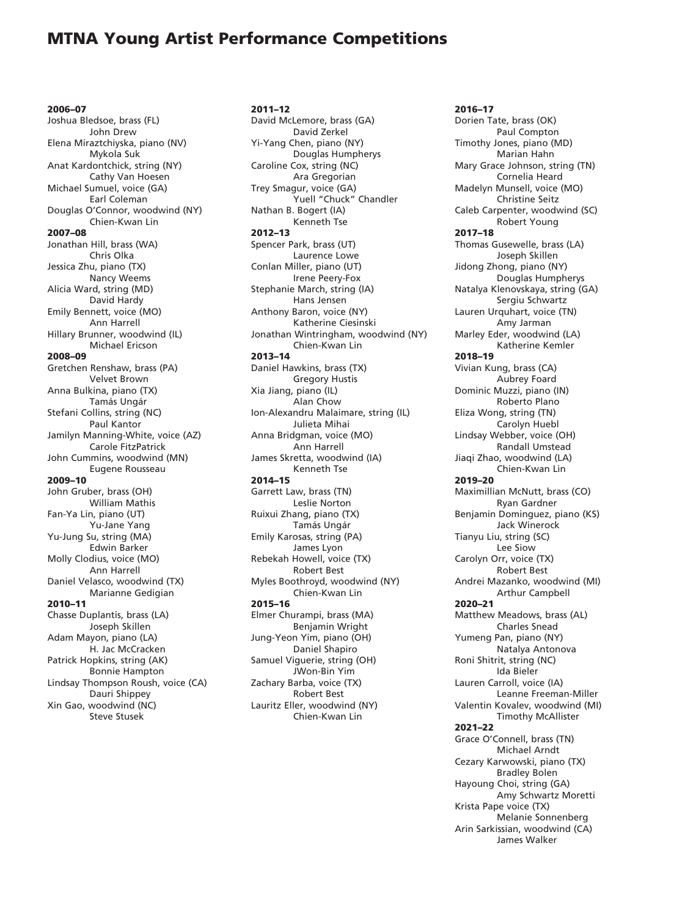# MTNA Young Artist Performance Competitions

**2006–07**
Joshua Bledsoe, brass (FL)
John Drew
Elena Miraztchiyska, piano (NV)
Mykola Suk
Anat Kardontchick, string (NY)
Cathy Van Hoesen
Michael Sumuel, voice (GA)
Earl Coleman
Douglas O'Connor, woodwind (NY)
Chien-Kwan Lin

**2007–08**
Jonathan Hill, brass (WA)
Chris Olka
Jessica Zhu, piano (TX)
Nancy Weems
Alicia Ward, string (MD)
David Hardy
Emily Bennett, voice (MO)
Ann Harrell
Hillary Brunner, woodwind (IL)
Michael Ericson

**2008–09**
Gretchen Renshaw, brass (PA)
Velvet Brown
Anna Bulkina, piano (TX)
Tamás Ungár
Stefani Collins, string (NC)
Paul Kantor
Jamilyn Manning-White, voice (AZ)
Carole FitzPatrick
John Cummins, woodwind (MN)
Eugene Rousseau

**2009–10**
John Gruber, brass (OH)
William Mathis
Fan-Ya Lin, piano (UT)
Yu-Jane Yang
Yu-Jung Su, string (MA)
Edwin Barker
Molly Clodius, voice (MO)
Ann Harrell
Daniel Velasco, woodwind (TX)
Marianne Gedigian

**2010–11**
Chasse Duplantis, brass (LA)
Joseph Skillen
Adam Mayon, piano (LA)
H. Jac McCracken
Patrick Hopkins, string (AK)
Bonnie Hampton
Lindsay Thompson Roush, voice (CA)
Dauri Shippey
Xin Gao, woodwind (NC)
Steve Stusek

**2011–12**
David McLemore, brass (GA)
David Zerkel
Yi-Yang Chen, piano (NY)
Douglas Humpherys
Caroline Cox, string (NC)
Ara Gregorian
Trey Smagur, voice (GA)
Yuell "Chuck" Chandler
Nathan B. Bogert (IA)
Kenneth Tse

**2012–13**
Spencer Park, brass (UT)
Laurence Lowe
Conlan Miller, piano (UT)
Irene Peery-Fox
Stephanie March, string (IA)
Hans Jensen
Anthony Baron, voice (NY)
Katherine Ciesinski
Jonathan Wintringham, woodwind (NY)
Chien-Kwan Lin

**2013–14**
Daniel Hawkins, brass (TX)
Gregory Hustis
Xia Jiang, piano (IL)
Alan Chow
Ion-Alexandru Malaimare, string (IL)
Julieta Mihai
Anna Bridgman, voice (MO)
Ann Harrell
James Skretta, woodwind (IA)
Kenneth Tse

**2014–15**
Garrett Law, brass (TN)
Leslie Norton
Ruixui Zhang, piano (TX)
Tamás Ungár
Emily Karosas, string (PA)
James Lyon
Rebekah Howell, voice (TX)
Robert Best
Myles Boothroyd, woodwind (NY)
Chien-Kwan Lin

**2015–16**
Elmer Churampi, brass (MA)
Benjamin Wright
Jung-Yeon Yim, piano (OH)
Daniel Shapiro
Samuel Viguerie, string (OH)
JWon-Bin Yim
Zachary Barba, voice (TX)
Robert Best
Lauritz Eller, woodwind (NY)
Chien-Kwan Lin

**2016–17**
Dorien Tate, brass (OK)
Paul Compton
Timothy Jones, piano (MD)
Marian Hahn
Mary Grace Johnson, string (TN)
Cornelia Heard
Madelyn Munsell, voice (MO)
Christine Seitz
Caleb Carpenter, woodwind (SC)
Robert Young

**2017–18**
Thomas Gusewelle, brass (LA)
Joseph Skillen
Jidong Zhong, piano (NY)
Douglas Humpherys
Natalya Klenovskaya, string (GA)
Sergiu Schwartz
Lauren Urquhart, voice (TN)
Amy Jarman
Marley Eder, woodwind (LA)
Katherine Kemler

**2018–19**
Vivian Kung, brass (CA)
Aubrey Foard
Dominic Muzzi, piano (IN)
Roberto Plano
Eliza Wong, string (TN)
Carolyn Huebl
Lindsay Webber, voice (OH)
Randall Umstead
Jiaqi Zhao, woodwind (LA)
Chien-Kwan Lin

**2019–20**
Maximillian McNutt, brass (CO)
Ryan Gardner
Benjamin Dominguez, piano (KS)
Jack Winerock
Tianyu Liu, string (SC)
Lee Siow
Carolyn Orr, voice (TX)
Robert Best
Andrei Mazanko, woodwind (MI)
Arthur Campbell

**2020–21**
Matthew Meadows, brass (AL)
Charles Snead
Yumeng Pan, piano (NY)
Natalya Antonova
Roni Shitrit, string (NC)
Ida Bieler
Lauren Carroll, voice (IA)
Leanne Freeman-Miller
Valentin Kovalev, woodwind (MI)
Timothy McAllister

**2021–22**
Grace O'Connell, brass (TN)
Michael Arndt
Cezary Karwowski, piano (TX)
Bradley Bolen
Hayoung Choi, string (GA)
Amy Schwartz Moretti
Krista Pape voice (TX)
Melanie Sonnenberg
Arin Sarkissian, woodwind (CA)
James Walker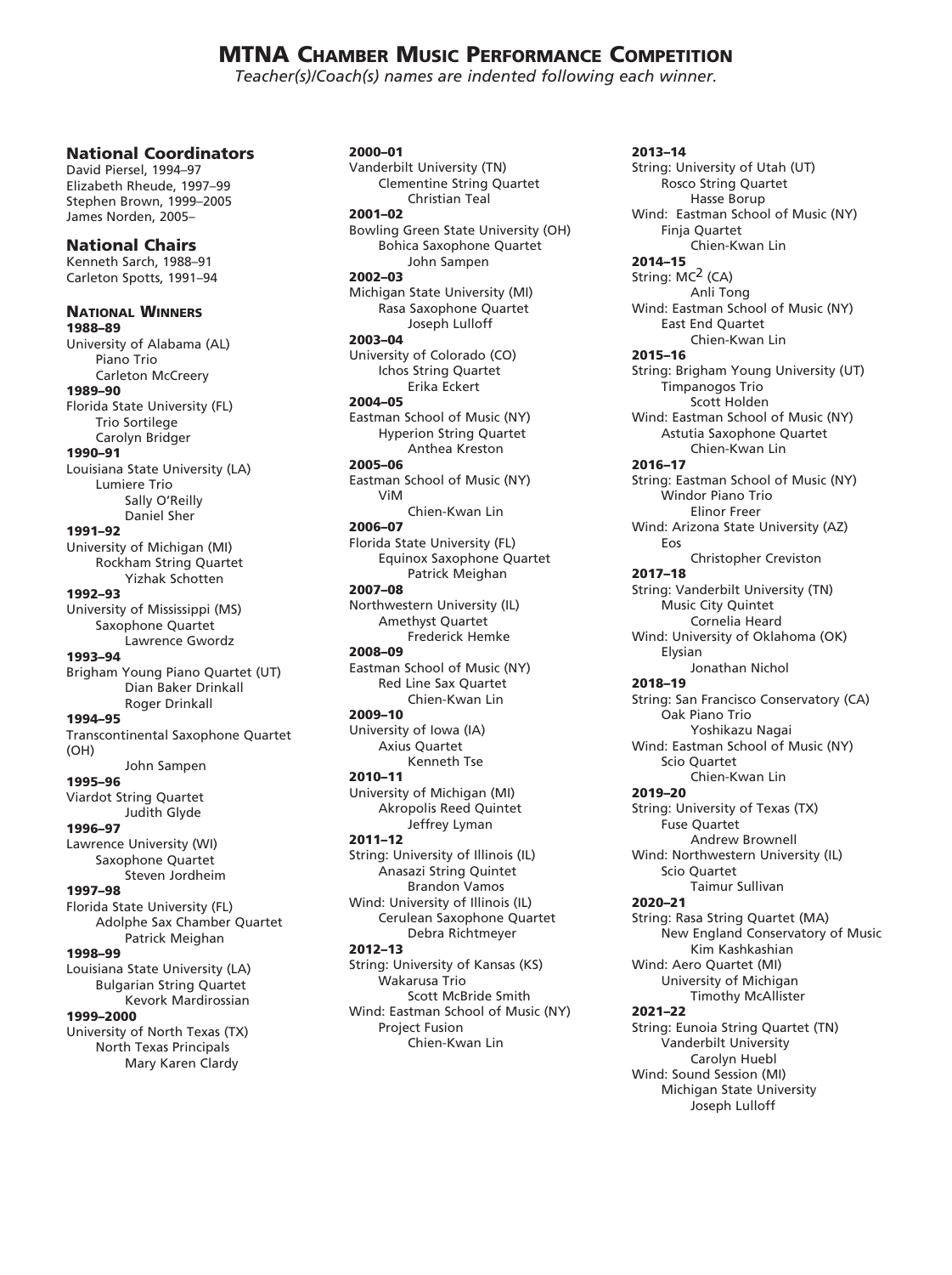# MTNA Chamber Music Performance Competition

*Teacher(s)/Coach(s) names are indented following each winner.*

## National Coordinators

David Piersel, 1994–97
Elizabeth Rheude, 1997–99
Stephen Brown, 1999–2005
James Norden, 2005–

## National Chairs

Kenneth Sarch, 1988–91
Carleton Spotts, 1991–94

## National Winners

**1988–89**
University of Alabama (AL)
- Piano Trio
  - Carleton McCreery

**1989–90**
Florida State University (FL)
- Trio Sortilege
  - Carolyn Bridger

**1990–91**
Louisiana State University (LA)
- Lumiere Trio
  - Sally O'Reilly
  - Daniel Sher

**1991–92**
University of Michigan (MI)
- Rockham String Quartet
  - Yizhak Schotten

**1992–93**
University of Mississippi (MS)
- Saxophone Quartet
  - Lawrence Gwordz

**1993–94**
Brigham Young Piano Quartet (UT)
- Dian Baker Drinkall
- Roger Drinkall

**1994–95**
Transcontinental Saxophone Quartet (OH)
- John Sampen

**1995–96**
Viardot String Quartet
- Judith Glyde

**1996–97**
Lawrence University (WI)
- Saxophone Quartet
  - Steven Jordheim

**1997–98**
Florida State University (FL)
- Adolphe Sax Chamber Quartet
  - Patrick Meighan

**1998–99**
Louisiana State University (LA)
- Bulgarian String Quartet
  - Kevork Mardirossian

**1999–2000**
University of North Texas (TX)
- North Texas Principals
  - Mary Karen Clardy

**2000–01**
Vanderbilt University (TN)
- Clementine String Quartet
  - Christian Teal

**2001–02**
Bowling Green State University (OH)
- Bohica Saxophone Quartet
  - John Sampen

**2002–03**
Michigan State University (MI)
- Rasa Saxophone Quartet
  - Joseph Lulloff

**2003–04**
University of Colorado (CO)
- Ichos String Quartet
  - Erika Eckert

**2004–05**
Eastman School of Music (NY)
- Hyperion String Quartet
  - Anthea Kreston

**2005–06**
Eastman School of Music (NY)
- ViM
  - Chien-Kwan Lin

**2006–07**
Florida State University (FL)
- Equinox Saxophone Quartet
  - Patrick Meighan

**2007–08**
Northwestern University (IL)
- Amethyst Quartet
  - Frederick Hemke

**2008–09**
Eastman School of Music (NY)
- Red Line Sax Quartet
  - Chien-Kwan Lin

**2009–10**
University of Iowa (IA)
- Axius Quartet
  - Kenneth Tse

**2010–11**
University of Michigan (MI)
- Akropolis Reed Quintet
  - Jeffrey Lyman

**2011–12**
String: University of Illinois (IL)
- Anasazi String Quintet
  - Brandon Vamos

Wind: University of Illinois (IL)
- Cerulean Saxophone Quartet
  - Debra Richtmeyer

**2012–13**
String: University of Kansas (KS)
- Wakarusa Trio
  - Scott McBride Smith

Wind: Eastman School of Music (NY)
- Project Fusion
  - Chien-Kwan Lin

**2013–14**
String: University of Utah (UT)
- Rosco String Quartet
  - Hasse Borup

Wind: Eastman School of Music (NY)
- Finja Quartet
  - Chien-Kwan Lin

**2014–15**
String: $MC^2$ (CA)
- Anli Tong

Wind: Eastman School of Music (NY)
- East End Quartet
  - Chien-Kwan Lin

**2015–16**
String: Brigham Young University (UT)
- Timpanogos Trio
  - Scott Holden

Wind: Eastman School of Music (NY)
- Astutia Saxophone Quartet
  - Chien-Kwan Lin

**2016–17**
String: Eastman School of Music (NY)
- Windor Piano Trio
  - Elinor Freer

Wind: Arizona State University (AZ)
- Eos
  - Christopher Creviston

**2017–18**
String: Vanderbilt University (TN)
- Music City Quintet
  - Cornelia Heard

Wind: University of Oklahoma (OK)
- Elysian
  - Jonathan Nichol

**2018–19**
String: San Francisco Conservatory (CA)
- Oak Piano Trio
  - Yoshikazu Nagai

Wind: Eastman School of Music (NY)
- Scio Quartet
  - Chien-Kwan Lin

**2019–20**
String: University of Texas (TX)
- Fuse Quartet
  - Andrew Brownell

Wind: Northwestern University (IL)
- Scio Quartet
  - Taimur Sullivan

**2020–21**
String: Rasa String Quartet (MA)
- New England Conservatory of Music
  - Kim Kashkashian

Wind: Aero Quartet (MI)
- University of Michigan
  - Timothy McAllister

**2021–22**
String: Eunoia String Quartet (TN)
- Vanderbilt University
  - Carolyn Huebl

Wind: Sound Session (MI)
- Michigan State University
  - Joseph Lulloff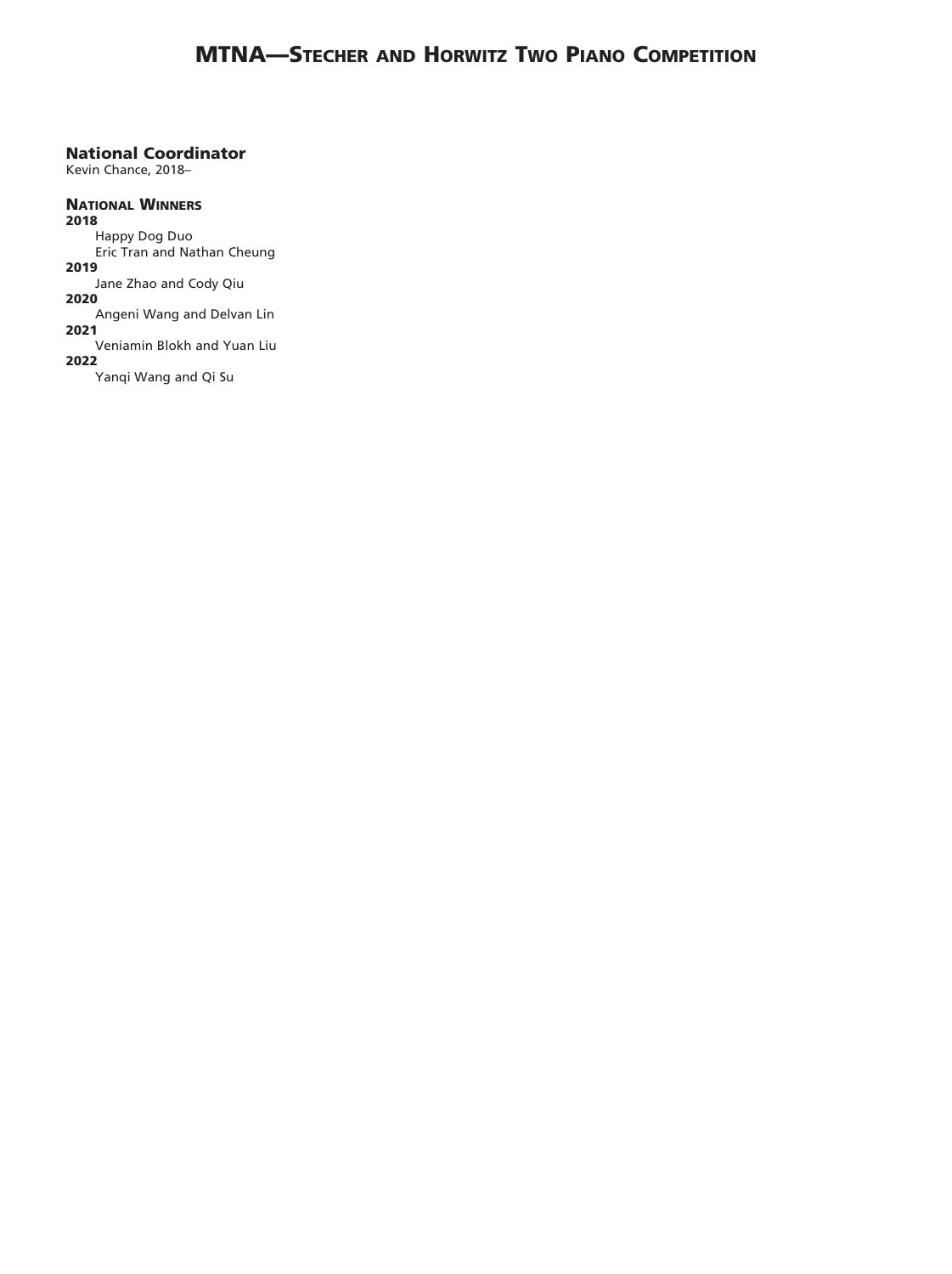# MTNA—Stecher and Horwitz Two Piano Competition

## National Coordinator

Kevin Chance, 2018–

### National Winners

**2018**

Happy Dog Duo
Eric Tran and Nathan Cheung

**2019**

Jane Zhao and Cody Qiu

**2020**

Angeni Wang and Delvan Lin

**2021**

Veniamin Blokh and Yuan Liu

**2022**

Yanqi Wang and Qi Su